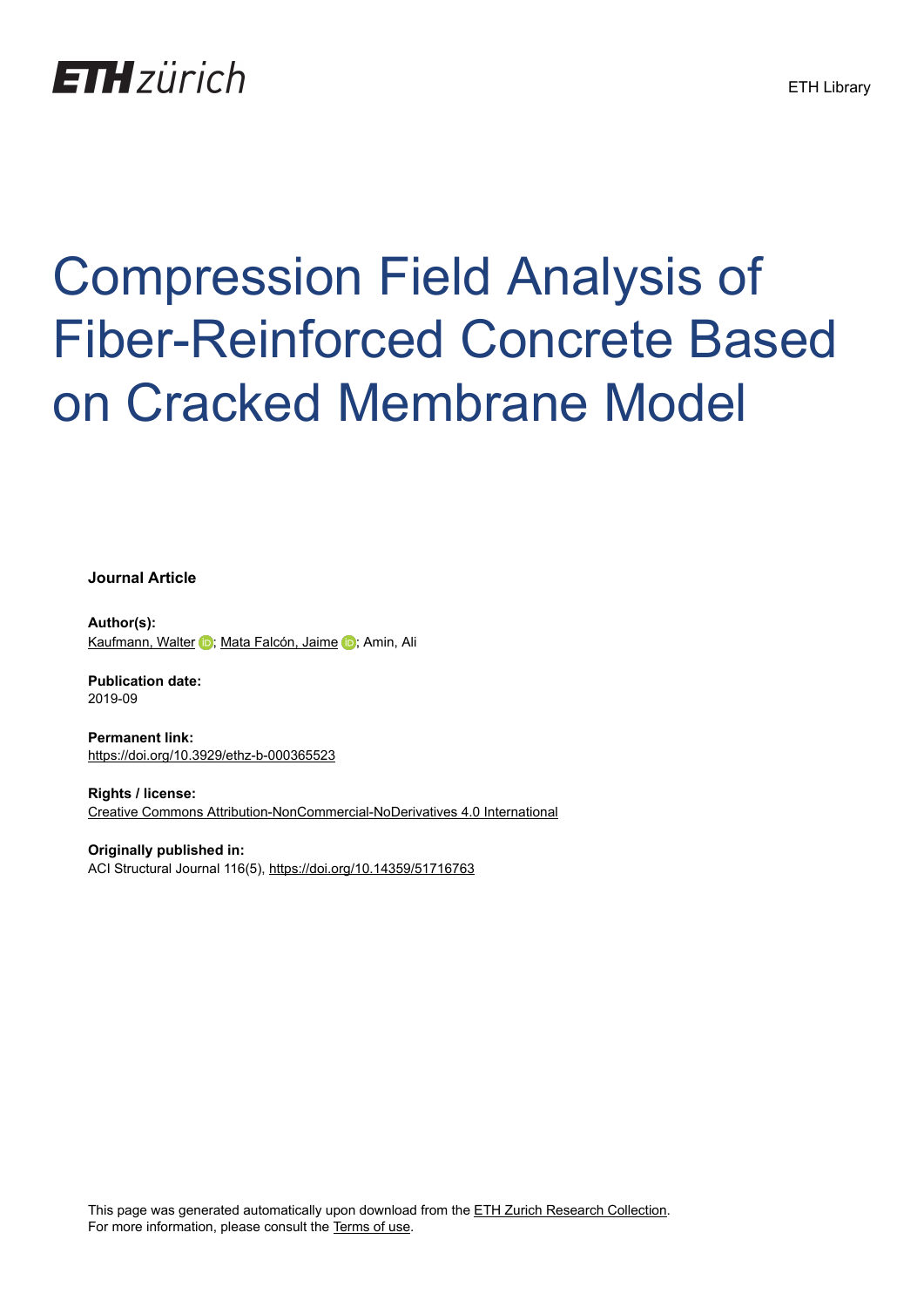ETH zürich

ETH Library

# Compression Field Analysis of Fiber-Reinforced Concrete Based on Cracked Membrane Model

**Journal Article**

**Author(s):**
Kaufmann, Walter; Mata Falcón, Jaime; Amin, Ali

**Publication date:**
2019-09

**Permanent link:**
https://doi.org/10.3929/ethz-b-000365523

**Rights / license:**
Creative Commons Attribution-NonCommercial-NoDerivatives 4.0 International

**Originally published in:**
ACI Structural Journal 116(5), https://doi.org/10.14359/51716763

This page was generated automatically upon download from the ETH Zurich Research Collection.
For more information, please consult the Terms of use.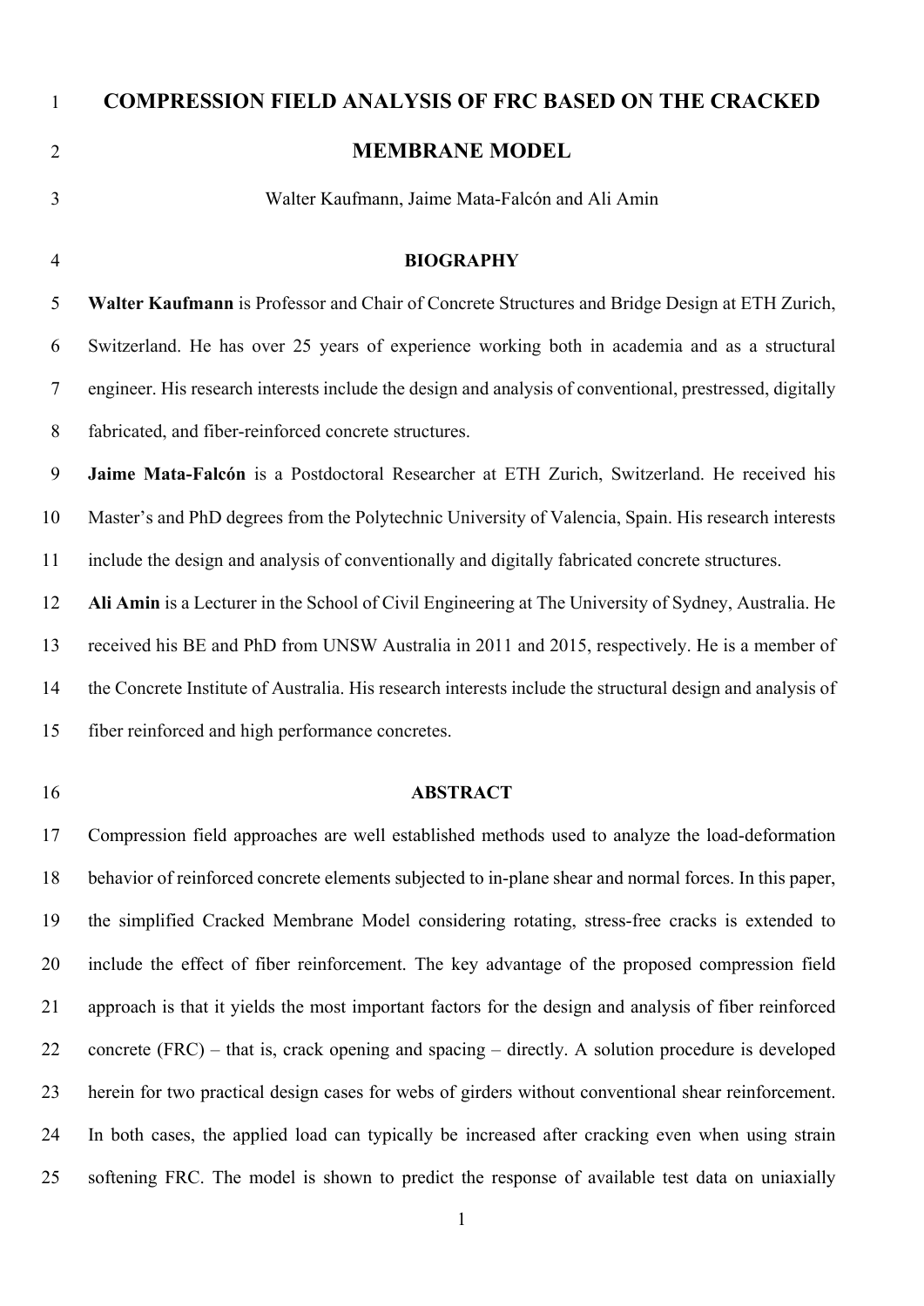# COMPRESSION FIELD ANALYSIS OF FRC BASED ON THE CRACKED MEMBRANE MODEL

Walter Kaufmann, Jaime Mata-Falcón and Ali Amin

## BIOGRAPHY

**Walter Kaufmann** is Professor and Chair of Concrete Structures and Bridge Design at ETH Zurich, Switzerland. He has over 25 years of experience working both in academia and as a structural engineer. His research interests include the design and analysis of conventional, prestressed, digitally fabricated, and fiber-reinforced concrete structures.

**Jaime Mata-Falcón** is a Postdoctoral Researcher at ETH Zurich, Switzerland. He received his Master's and PhD degrees from the Polytechnic University of Valencia, Spain. His research interests include the design and analysis of conventionally and digitally fabricated concrete structures.

**Ali Amin** is a Lecturer in the School of Civil Engineering at The University of Sydney, Australia. He received his BE and PhD from UNSW Australia in 2011 and 2015, respectively. He is a member of the Concrete Institute of Australia. His research interests include the structural design and analysis of fiber reinforced and high performance concretes.

## ABSTRACT

Compression field approaches are well established methods used to analyze the load-deformation behavior of reinforced concrete elements subjected to in-plane shear and normal forces. In this paper, the simplified Cracked Membrane Model considering rotating, stress-free cracks is extended to include the effect of fiber reinforcement. The key advantage of the proposed compression field approach is that it yields the most important factors for the design and analysis of fiber reinforced concrete (FRC) – that is, crack opening and spacing – directly. A solution procedure is developed herein for two practical design cases for webs of girders without conventional shear reinforcement. In both cases, the applied load can typically be increased after cracking even when using strain softening FRC. The model is shown to predict the response of available test data on uniaxially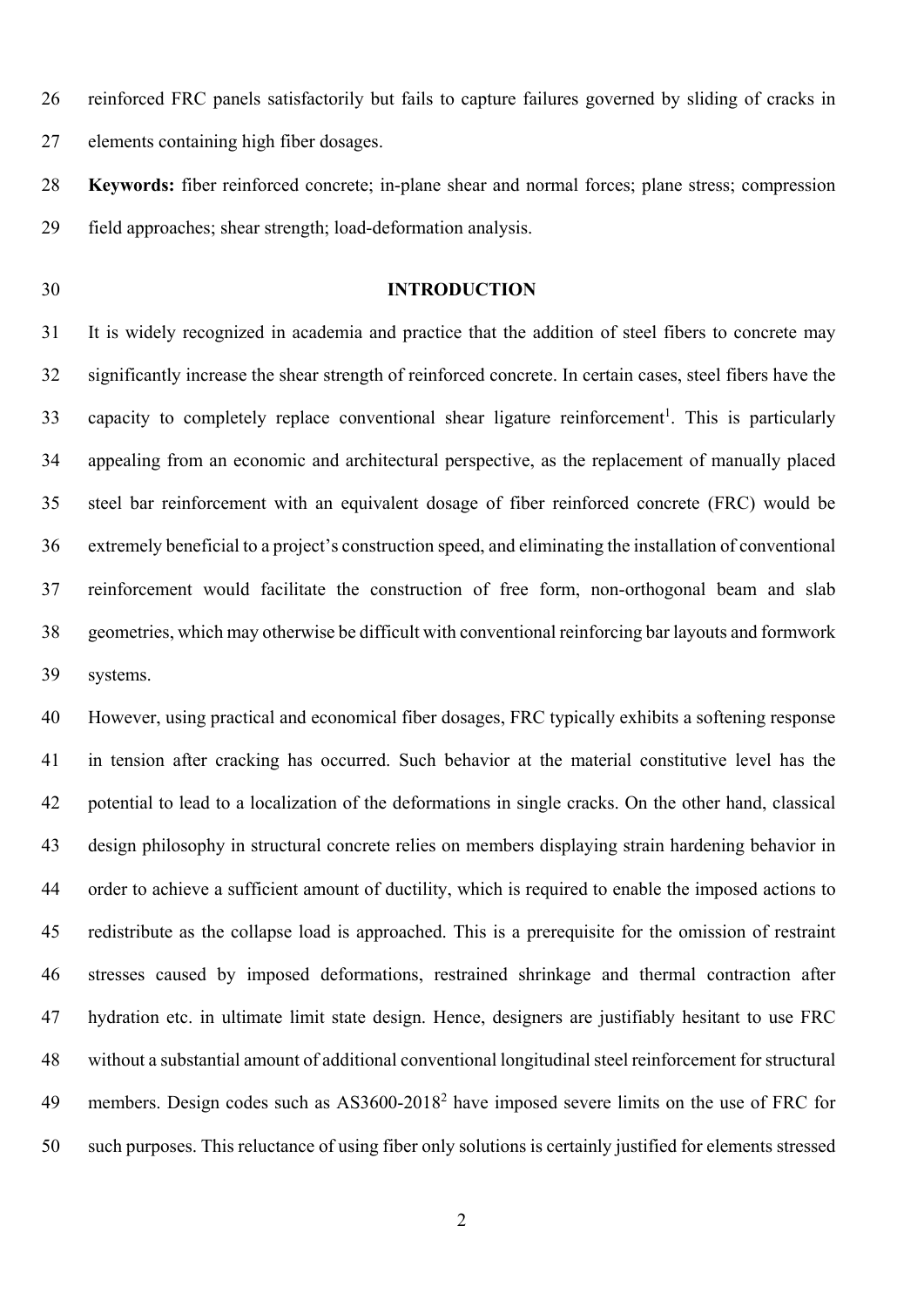reinforced FRC panels satisfactorily but fails to capture failures governed by sliding of cracks in elements containing high fiber dosages.

**Keywords:** fiber reinforced concrete; in-plane shear and normal forces; plane stress; compression field approaches; shear strength; load-deformation analysis.

## INTRODUCTION

It is widely recognized in academia and practice that the addition of steel fibers to concrete may significantly increase the shear strength of reinforced concrete. In certain cases, steel fibers have the capacity to completely replace conventional shear ligature reinforcement[1]. This is particularly appealing from an economic and architectural perspective, as the replacement of manually placed steel bar reinforcement with an equivalent dosage of fiber reinforced concrete (FRC) would be extremely beneficial to a project's construction speed, and eliminating the installation of conventional reinforcement would facilitate the construction of free form, non-orthogonal beam and slab geometries, which may otherwise be difficult with conventional reinforcing bar layouts and formwork systems.

However, using practical and economical fiber dosages, FRC typically exhibits a softening response in tension after cracking has occurred. Such behavior at the material constitutive level has the potential to lead to a localization of the deformations in single cracks. On the other hand, classical design philosophy in structural concrete relies on members displaying strain hardening behavior in order to achieve a sufficient amount of ductility, which is required to enable the imposed actions to redistribute as the collapse load is approached. This is a prerequisite for the omission of restraint stresses caused by imposed deformations, restrained shrinkage and thermal contraction after hydration etc. in ultimate limit state design. Hence, designers are justifiably hesitant to use FRC without a substantial amount of additional conventional longitudinal steel reinforcement for structural members. Design codes such as AS3600-2018[2] have imposed severe limits on the use of FRC for such purposes. This reluctance of using fiber only solutions is certainly justified for elements stressed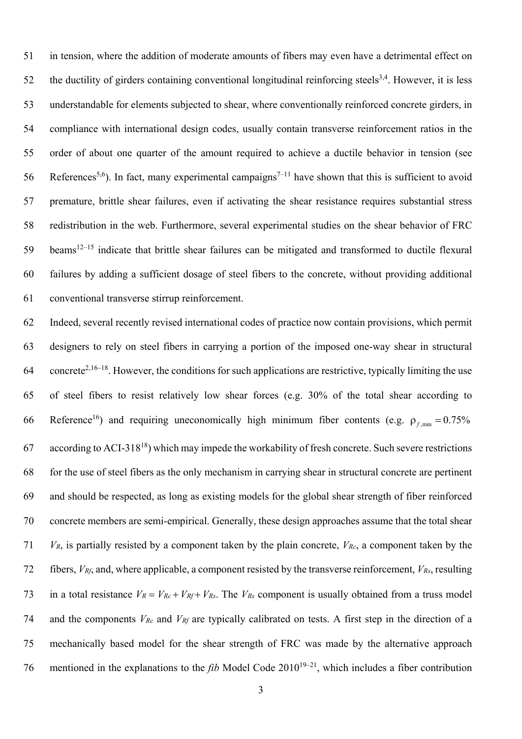in tension, where the addition of moderate amounts of fibers may even have a detrimental effect on the ductility of girders containing conventional longitudinal reinforcing steels[3,4]. However, it is less understandable for elements subjected to shear, where conventionally reinforced concrete girders, in compliance with international design codes, usually contain transverse reinforcement ratios in the order of about one quarter of the amount required to achieve a ductile behavior in tension (see References[5,6]). In fact, many experimental campaigns[7–11] have shown that this is sufficient to avoid premature, brittle shear failures, even if activating the shear resistance requires substantial stress redistribution in the web. Furthermore, several experimental studies on the shear behavior of FRC beams[12–15] indicate that brittle shear failures can be mitigated and transformed to ductile flexural failures by adding a sufficient dosage of steel fibers to the concrete, without providing additional conventional transverse stirrup reinforcement.

Indeed, several recently revised international codes of practice now contain provisions, which permit designers to rely on steel fibers in carrying a portion of the imposed one-way shear in structural concrete[2,16–18]. However, the conditions for such applications are restrictive, typically limiting the use of steel fibers to resist relatively low shear forces (e.g. 30% of the total shear according to Reference[16]) and requiring uneconomically high minimum fiber contents (e.g. $\rho_{f,\min} = 0.75\%$ according to ACI-318[18]) which may impede the workability of fresh concrete. Such severe restrictions for the use of steel fibers as the only mechanism in carrying shear in structural concrete are pertinent and should be respected, as long as existing models for the global shear strength of fiber reinforced concrete members are semi-empirical. Generally, these design approaches assume that the total shear $V_R$, is partially resisted by a component taken by the plain concrete, $V_{Rc}$, a component taken by the fibers, $V_{Rf}$, and, where applicable, a component resisted by the transverse reinforcement, $V_{Rs}$, resulting in a total resistance $V_R = V_{Rc} + V_{Rf} + V_{Rs}$. The $V_{Rs}$ component is usually obtained from a truss model and the components $V_{Rc}$ and $V_{Rf}$ are typically calibrated on tests. A first step in the direction of a mechanically based model for the shear strength of FRC was made by the alternative approach mentioned in the explanations to the *fib* Model Code 2010[19–21], which includes a fiber contribution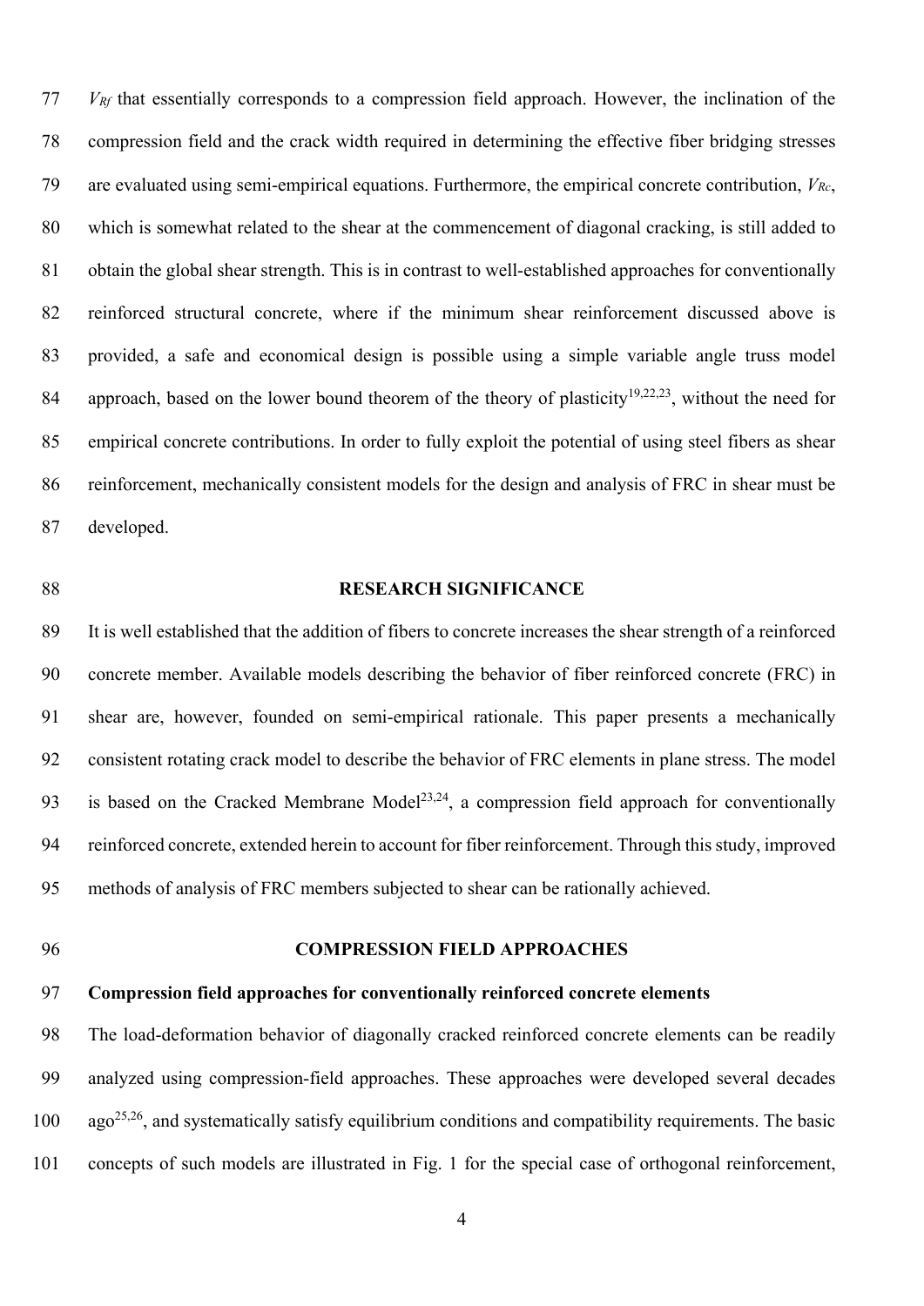$V_{Rf}$ that essentially corresponds to a compression field approach. However, the inclination of the compression field and the crack width required in determining the effective fiber bridging stresses are evaluated using semi-empirical equations. Furthermore, the empirical concrete contribution, $V_{Rc}$, which is somewhat related to the shear at the commencement of diagonal cracking, is still added to obtain the global shear strength. This is in contrast to well-established approaches for conventionally reinforced structural concrete, where if the minimum shear reinforcement discussed above is provided, a safe and economical design is possible using a simple variable angle truss model approach, based on the lower bound theorem of the theory of plasticity[19,22,23], without the need for empirical concrete contributions. In order to fully exploit the potential of using steel fibers as shear reinforcement, mechanically consistent models for the design and analysis of FRC in shear must be developed.

## RESEARCH SIGNIFICANCE

It is well established that the addition of fibers to concrete increases the shear strength of a reinforced concrete member. Available models describing the behavior of fiber reinforced concrete (FRC) in shear are, however, founded on semi-empirical rationale. This paper presents a mechanically consistent rotating crack model to describe the behavior of FRC elements in plane stress. The model is based on the Cracked Membrane Model[23,24], a compression field approach for conventionally reinforced concrete, extended herein to account for fiber reinforcement. Through this study, improved methods of analysis of FRC members subjected to shear can be rationally achieved.

## COMPRESSION FIELD APPROACHES

### Compression field approaches for conventionally reinforced concrete elements

The load-deformation behavior of diagonally cracked reinforced concrete elements can be readily analyzed using compression-field approaches. These approaches were developed several decades ago[25,26], and systematically satisfy equilibrium conditions and compatibility requirements. The basic concepts of such models are illustrated in Fig. 1 for the special case of orthogonal reinforcement,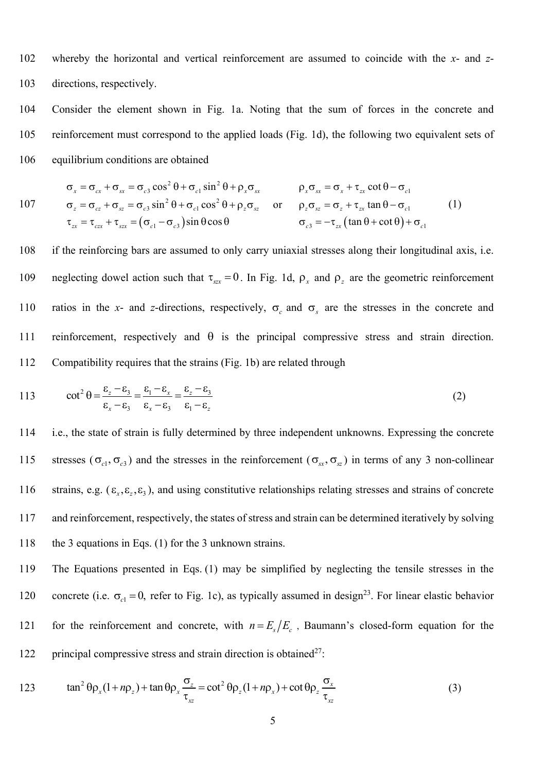whereby the horizontal and vertical reinforcement are assumed to coincide with the *x*- and *z*-directions, respectively.

Consider the element shown in Fig. 1a. Noting that the sum of forces in the concrete and reinforcement must correspond to the applied loads (Fig. 1d), the following two equivalent sets of equilibrium conditions are obtained

$$
\begin{aligned}
\sigma_x &= \sigma_{cx} + \sigma_{sx} = \sigma_{c3}\cos^2\theta + \sigma_{c1}\sin^2\theta + \rho_x\sigma_{sx} \\
\sigma_z &= \sigma_{cz} + \sigma_{sz} = \sigma_{c3}\sin^2\theta + \sigma_{c1}\cos^2\theta + \rho_z\sigma_{sz} \\
\tau_{zx} &= \tau_{czx} + \tau_{szx} = \left(\sigma_{c1} - \sigma_{c3}\right)\sin\theta\cos\theta
\end{aligned}
\quad \text{or} \quad
\begin{aligned}
\rho_x\sigma_{sx} &= \sigma_x + \tau_{zx}\cot\theta - \sigma_{c1} \\
\rho_z\sigma_{sz} &= \sigma_z + \tau_{zx}\tan\theta - \sigma_{c1} \\
\sigma_{c3} &= -\tau_{zx}\left(\tan\theta + \cot\theta\right) + \sigma_{c1}
\end{aligned}
\tag{1}
$$

if the reinforcing bars are assumed to only carry uniaxial stresses along their longitudinal axis, i.e. neglecting dowel action such that $\tau_{szx} = 0$. In Fig. 1d, $\rho_x$ and $\rho_z$ are the geometric reinforcement ratios in the *x*- and *z*-directions, respectively, $\sigma_c$ and $\sigma_s$ are the stresses in the concrete and reinforcement, respectively and $\theta$ is the principal compressive stress and strain direction. Compatibility requires that the strains (Fig. 1b) are related through

$$
\cot^2\theta = \frac{\varepsilon_z - \varepsilon_3}{\varepsilon_x - \varepsilon_3} = \frac{\varepsilon_1 - \varepsilon_x}{\varepsilon_x - \varepsilon_3} = \frac{\varepsilon_z - \varepsilon_3}{\varepsilon_1 - \varepsilon_z}
\tag{2}
$$

i.e., the state of strain is fully determined by three independent unknowns. Expressing the concrete stresses ($\sigma_{c1}, \sigma_{c3}$) and the stresses in the reinforcement ($\sigma_{sx}, \sigma_{sz}$) in terms of any 3 non-collinear strains, e.g. ($\varepsilon_x, \varepsilon_z, \varepsilon_3$), and using constitutive relationships relating stresses and strains of concrete and reinforcement, respectively, the states of stress and strain can be determined iteratively by solving the 3 equations in Eqs. (1) for the 3 unknown strains.

The Equations presented in Eqs. (1) may be simplified by neglecting the tensile stresses in the concrete (i.e. $\sigma_{c1} = 0$, refer to Fig. 1c), as typically assumed in design[23]. For linear elastic behavior for the reinforcement and concrete, with $n = E_s/E_c$, Baumann's closed-form equation for the principal compressive stress and strain direction is obtained[27]:

$$
\tan^2\theta\rho_x(1 + n\rho_z) + \tan\theta\rho_x\frac{\sigma_z}{\tau_{xz}} = \cot^2\theta\rho_z(1 + n\rho_x) + \cot\theta\rho_z\frac{\sigma_x}{\tau_{xz}}
\tag{3}
$$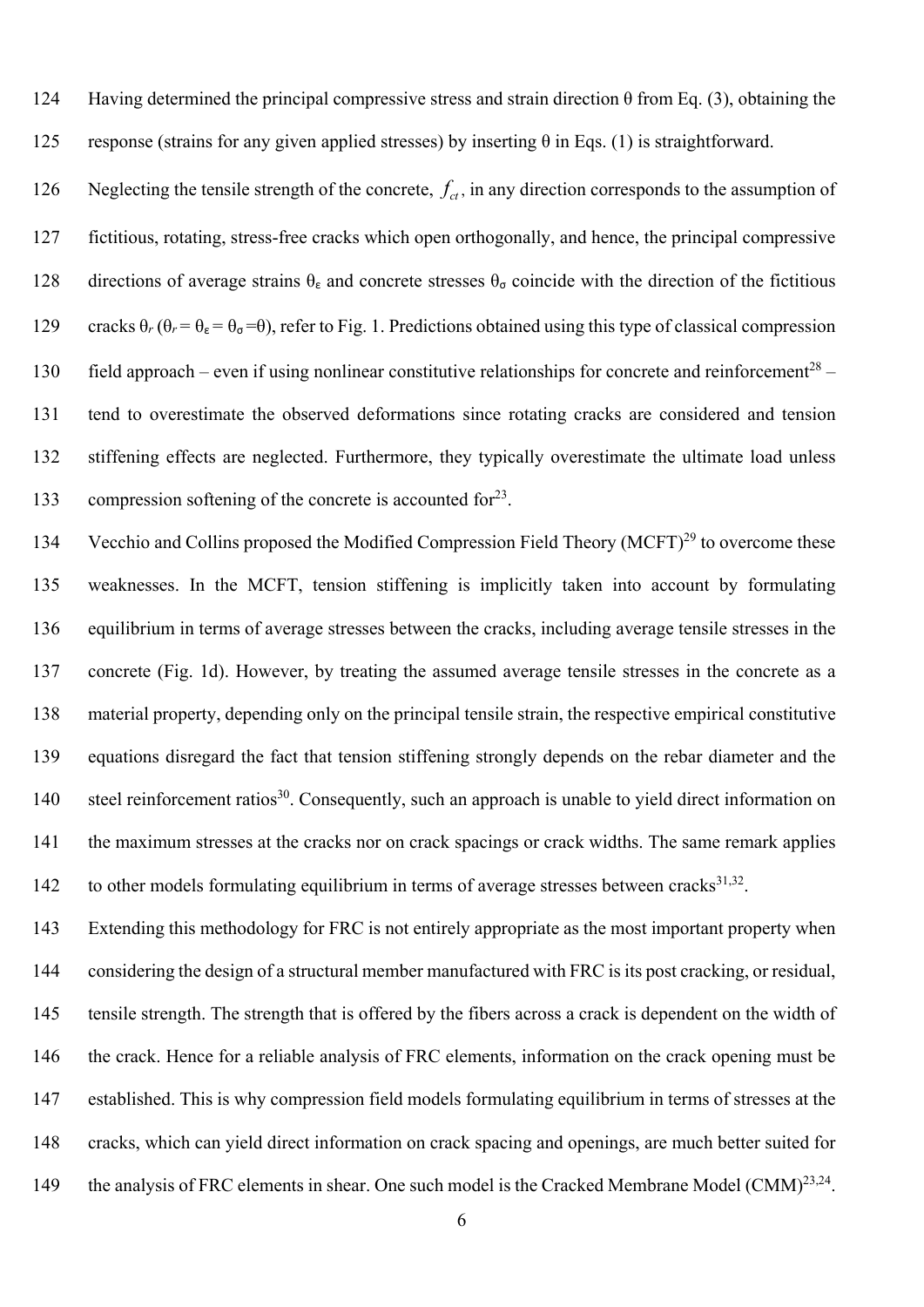Having determined the principal compressive stress and strain direction θ from Eq. (3), obtaining the response (strains for any given applied stresses) by inserting θ in Eqs. (1) is straightforward.

Neglecting the tensile strength of the concrete, $f_{ct}$, in any direction corresponds to the assumption of fictitious, rotating, stress-free cracks which open orthogonally, and hence, the principal compressive directions of average strains $\theta_\varepsilon$ and concrete stresses $\theta_\sigma$ coincide with the direction of the fictitious cracks $\theta_r$ ($\theta_r = \theta_\varepsilon = \theta_\sigma = \theta$), refer to Fig. 1. Predictions obtained using this type of classical compression field approach – even if using nonlinear constitutive relationships for concrete and reinforcement[28] – tend to overestimate the observed deformations since rotating cracks are considered and tension stiffening effects are neglected. Furthermore, they typically overestimate the ultimate load unless compression softening of the concrete is accounted for[23].

Vecchio and Collins proposed the Modified Compression Field Theory (MCFT)[29] to overcome these weaknesses. In the MCFT, tension stiffening is implicitly taken into account by formulating equilibrium in terms of average stresses between the cracks, including average tensile stresses in the concrete (Fig. 1d). However, by treating the assumed average tensile stresses in the concrete as a material property, depending only on the principal tensile strain, the respective empirical constitutive equations disregard the fact that tension stiffening strongly depends on the rebar diameter and the steel reinforcement ratios[30]. Consequently, such an approach is unable to yield direct information on the maximum stresses at the cracks nor on crack spacings or crack widths. The same remark applies to other models formulating equilibrium in terms of average stresses between cracks[31,32].

Extending this methodology for FRC is not entirely appropriate as the most important property when considering the design of a structural member manufactured with FRC is its post cracking, or residual, tensile strength. The strength that is offered by the fibers across a crack is dependent on the width of the crack. Hence for a reliable analysis of FRC elements, information on the crack opening must be established. This is why compression field models formulating equilibrium in terms of stresses at the cracks, which can yield direct information on crack spacing and openings, are much better suited for the analysis of FRC elements in shear. One such model is the Cracked Membrane Model (CMM)[23,24].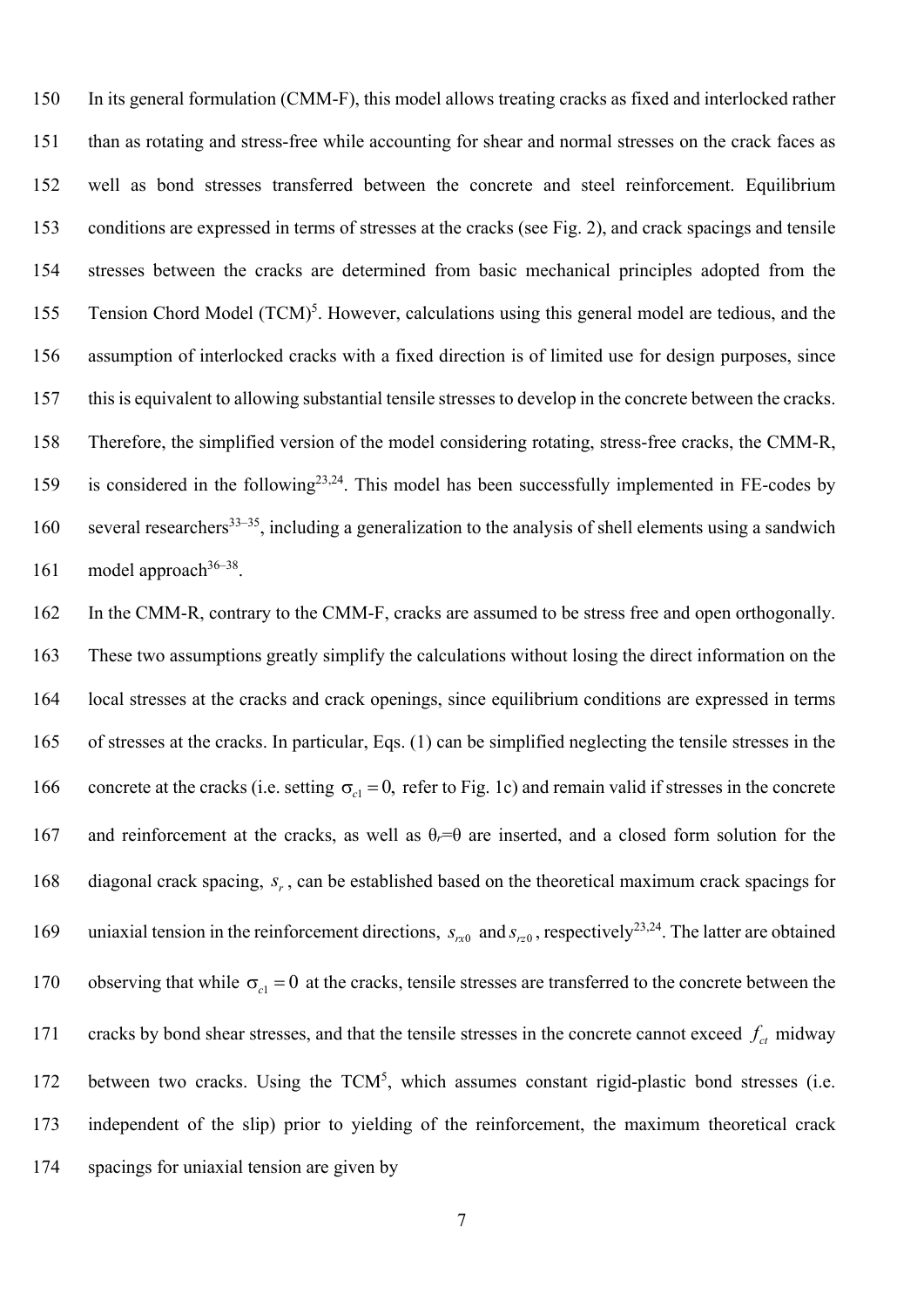In its general formulation (CMM-F), this model allows treating cracks as fixed and interlocked rather than as rotating and stress-free while accounting for shear and normal stresses on the crack faces as well as bond stresses transferred between the concrete and steel reinforcement. Equilibrium conditions are expressed in terms of stresses at the cracks (see Fig. 2), and crack spacings and tensile stresses between the cracks are determined from basic mechanical principles adopted from the Tension Chord Model (TCM)[5]. However, calculations using this general model are tedious, and the assumption of interlocked cracks with a fixed direction is of limited use for design purposes, since this is equivalent to allowing substantial tensile stresses to develop in the concrete between the cracks. Therefore, the simplified version of the model considering rotating, stress-free cracks, the CMM-R, is considered in the following[23,24]. This model has been successfully implemented in FE-codes by several researchers[33–35], including a generalization to the analysis of shell elements using a sandwich model approach[36–38].

In the CMM-R, contrary to the CMM-F, cracks are assumed to be stress free and open orthogonally. These two assumptions greatly simplify the calculations without losing the direct information on the local stresses at the cracks and crack openings, since equilibrium conditions are expressed in terms of stresses at the cracks. In particular, Eqs. (1) can be simplified neglecting the tensile stresses in the concrete at the cracks (i.e. setting $\sigma_{c1} = 0,$ refer to Fig. 1c) and remain valid if stresses in the concrete and reinforcement at the cracks, as well as $\theta_r$=$\theta$ are inserted, and a closed form solution for the diagonal crack spacing, $s_r$, can be established based on the theoretical maximum crack spacings for uniaxial tension in the reinforcement directions, $s_{rx0}$ and $s_{rz0}$, respectively[23,24]. The latter are obtained observing that while $\sigma_{c1} = 0$ at the cracks, tensile stresses are transferred to the concrete between the cracks by bond shear stresses, and that the tensile stresses in the concrete cannot exceed $f_{ct}$ midway between two cracks. Using the TCM[5], which assumes constant rigid-plastic bond stresses (i.e. independent of the slip) prior to yielding of the reinforcement, the maximum theoretical crack spacings for uniaxial tension are given by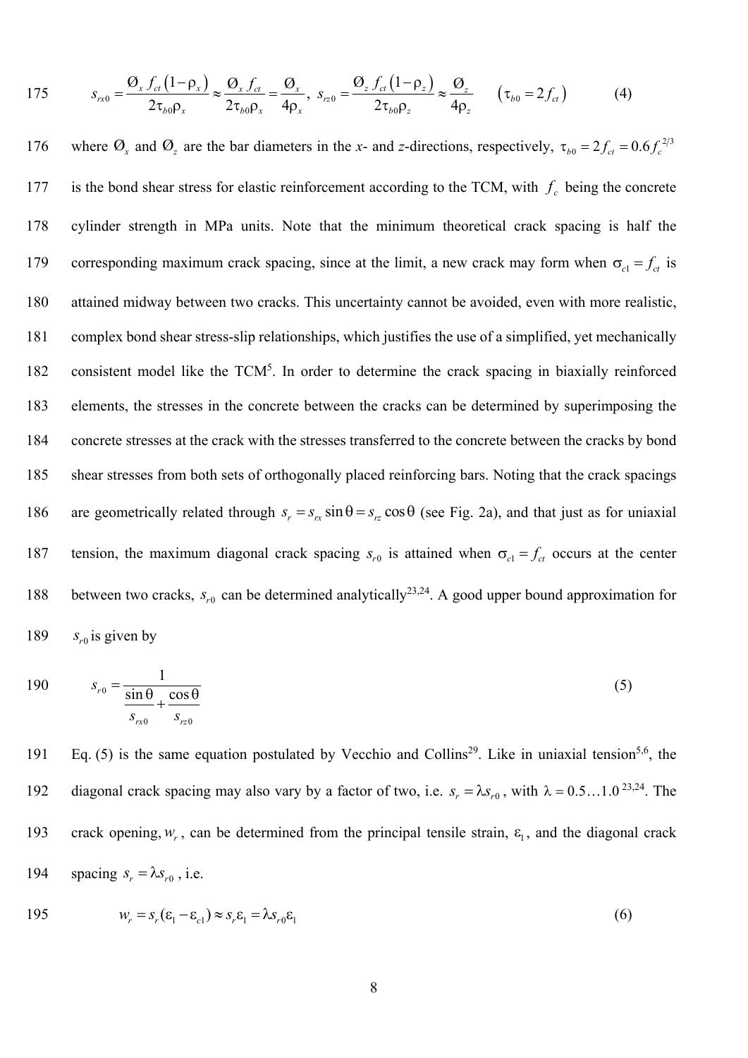$$s_{rx0} = \frac{\varnothing_x f_{ct}(1-\rho_x)}{2\tau_{b0}\rho_x} \approx \frac{\varnothing_x f_{ct}}{2\tau_{b0}\rho_x} = \frac{\varnothing_x}{4\rho_x},\; s_{rz0} = \frac{\varnothing_z f_{ct}(1-\rho_z)}{2\tau_{b0}\rho_z} \approx \frac{\varnothing_z}{4\rho_z} \qquad (\tau_{b0} = 2f_{ct}) \tag{4}$$

where $\varnothing_x$ and $\varnothing_z$ are the bar diameters in the *x*- and *z*-directions, respectively, $\tau_{b0} = 2f_{ct} = 0.6 f_c^{2/3}$ is the bond shear stress for elastic reinforcement according to the TCM, with $f_c$ being the concrete cylinder strength in MPa units. Note that the minimum theoretical crack spacing is half the corresponding maximum crack spacing, since at the limit, a new crack may form when $\sigma_{c1} = f_{ct}$ is attained midway between two cracks. This uncertainty cannot be avoided, even with more realistic, complex bond shear stress-slip relationships, which justifies the use of a simplified, yet mechanically consistent model like the TCM[5]. In order to determine the crack spacing in biaxially reinforced elements, the stresses in the concrete between the cracks can be determined by superimposing the concrete stresses at the crack with the stresses transferred to the concrete between the cracks by bond shear stresses from both sets of orthogonally placed reinforcing bars. Noting that the crack spacings are geometrically related through $s_r = s_{rx}\sin\theta = s_{rz}\cos\theta$ (see Fig. 2a), and that just as for uniaxial tension, the maximum diagonal crack spacing $s_{r0}$ is attained when $\sigma_{c1} = f_{ct}$ occurs at the center between two cracks, $s_{r0}$ can be determined analytically[23,24]. A good upper bound approximation for $s_{r0}$ is given by

$$s_{r0} = \frac{1}{\dfrac{\sin\theta}{s_{rx0}} + \dfrac{\cos\theta}{s_{rz0}}} \tag{5}$$

Eq. (5) is the same equation postulated by Vecchio and Collins[29]. Like in uniaxial tension[5,6], the diagonal crack spacing may also vary by a factor of two, i.e. $s_r = \lambda s_{r0}$, with $\lambda = 0.5\ldots1.0$ [23,24]. The crack opening, $w_r$, can be determined from the principal tensile strain, $\varepsilon_1$, and the diagonal crack spacing $s_r = \lambda s_{r0}$, i.e.

$$w_r = s_r(\varepsilon_1 - \varepsilon_{c1}) \approx s_r\varepsilon_1 = \lambda s_{r0}\varepsilon_1 \tag{6}$$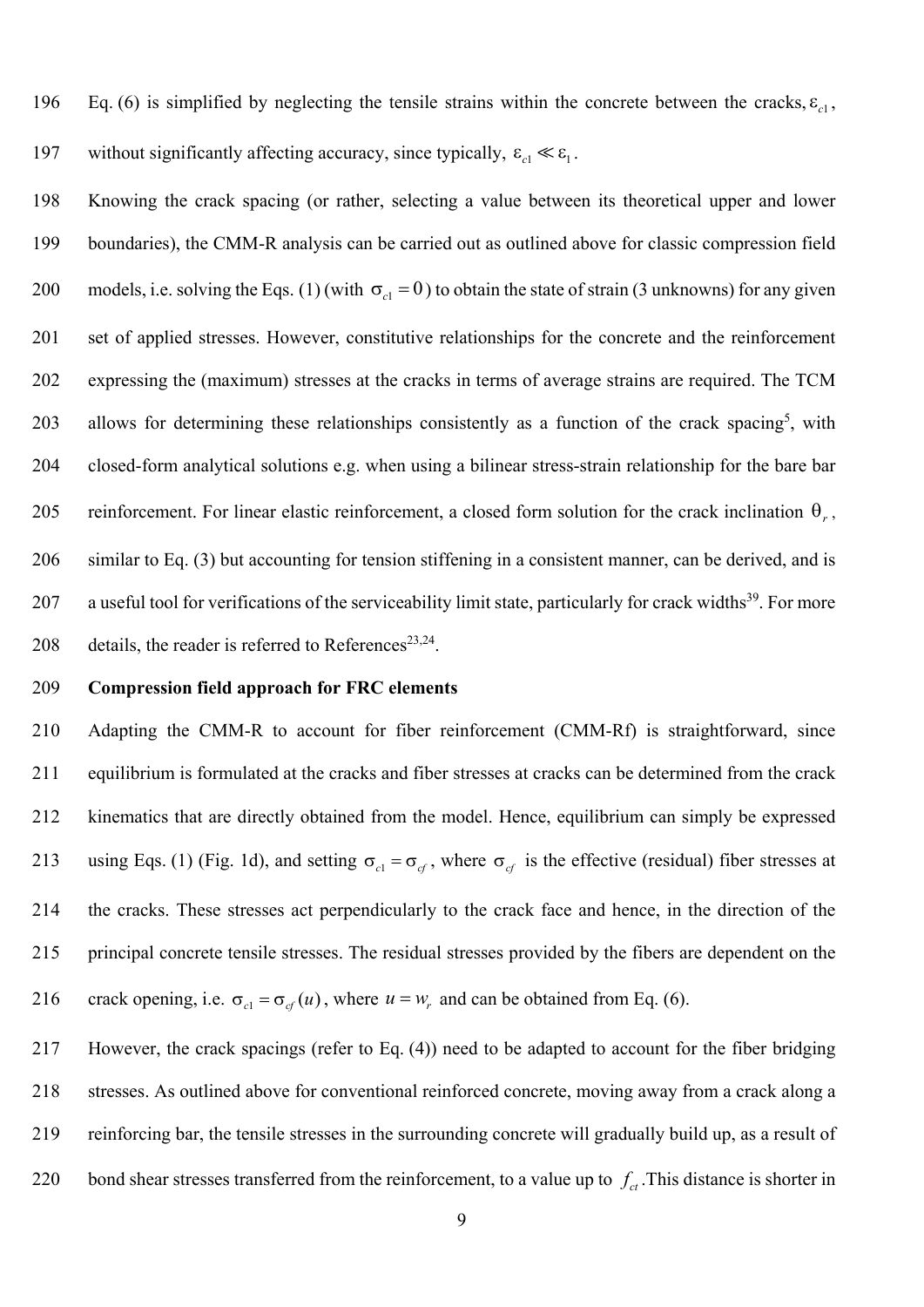Eq. (6) is simplified by neglecting the tensile strains within the concrete between the cracks, $\varepsilon_{c1}$, without significantly affecting accuracy, since typically, $\varepsilon_{c1} \ll \varepsilon_1$.

Knowing the crack spacing (or rather, selecting a value between its theoretical upper and lower boundaries), the CMM-R analysis can be carried out as outlined above for classic compression field models, i.e. solving the Eqs. (1) (with $\sigma_{c1} = 0$) to obtain the state of strain (3 unknowns) for any given set of applied stresses. However, constitutive relationships for the concrete and the reinforcement expressing the (maximum) stresses at the cracks in terms of average strains are required. The TCM allows for determining these relationships consistently as a function of the crack spacing[5], with closed-form analytical solutions e.g. when using a bilinear stress-strain relationship for the bare bar reinforcement. For linear elastic reinforcement, a closed form solution for the crack inclination $\theta_r$, similar to Eq. (3) but accounting for tension stiffening in a consistent manner, can be derived, and is a useful tool for verifications of the serviceability limit state, particularly for crack widths[39]. For more details, the reader is referred to References[23,24].

**Compression field approach for FRC elements**

Adapting the CMM-R to account for fiber reinforcement (CMM-Rf) is straightforward, since equilibrium is formulated at the cracks and fiber stresses at cracks can be determined from the crack kinematics that are directly obtained from the model. Hence, equilibrium can simply be expressed using Eqs. (1) (Fig. 1d), and setting $\sigma_{c1} = \sigma_{cf}$, where $\sigma_{cf}$ is the effective (residual) fiber stresses at the cracks. These stresses act perpendicularly to the crack face and hence, in the direction of the principal concrete tensile stresses. The residual stresses provided by the fibers are dependent on the crack opening, i.e. $\sigma_{c1} = \sigma_{cf}(u)$, where $u = w_r$ and can be obtained from Eq. (6).

However, the crack spacings (refer to Eq. (4)) need to be adapted to account for the fiber bridging stresses. As outlined above for conventional reinforced concrete, moving away from a crack along a reinforcing bar, the tensile stresses in the surrounding concrete will gradually build up, as a result of bond shear stresses transferred from the reinforcement, to a value up to $f_{ct}$. This distance is shorter in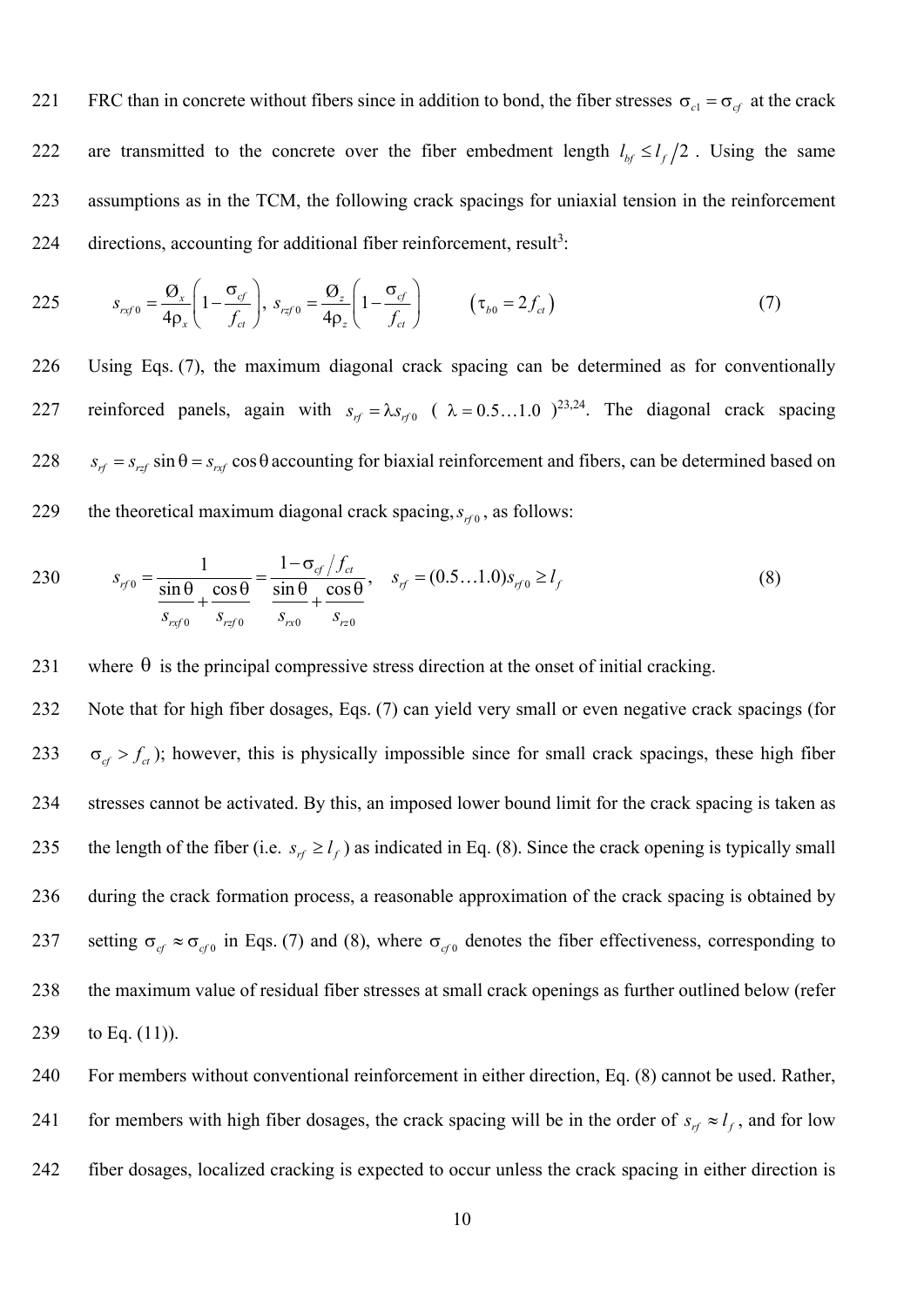FRC than in concrete without fibers since in addition to bond, the fiber stresses $\sigma_{c1} = \sigma_{cf}$ at the crack are transmitted to the concrete over the fiber embedment length $l_{bf} \leq l_f/2$. Using the same assumptions as in the TCM, the following crack spacings for uniaxial tension in the reinforcement directions, accounting for additional fiber reinforcement, result[3]:

$$s_{rxf0} = \frac{\varnothing_x}{4\rho_x}\left(1 - \frac{\sigma_{cf}}{f_{ct}}\right),\ s_{rzf0} = \frac{\varnothing_z}{4\rho_z}\left(1 - \frac{\sigma_{cf}}{f_{ct}}\right) \qquad \left(\tau_{b0} = 2f_{ct}\right) \tag{7}$$

Using Eqs. (7), the maximum diagonal crack spacing can be determined as for conventionally reinforced panels, again with $s_{rf} = \lambda s_{rf0}$ ( $\lambda = 0.5\ldots1.0$ )[23,24]. The diagonal crack spacing $s_{rf} = s_{rzf}\sin\theta = s_{rxf}\cos\theta$ accounting for biaxial reinforcement and fibers, can be determined based on the theoretical maximum diagonal crack spacing, $s_{rf0}$, as follows:

$$s_{rf0} = \frac{1}{\dfrac{\sin\theta}{s_{rxf0}} + \dfrac{\cos\theta}{s_{rzf0}}} = \frac{1 - \sigma_{cf}/f_{ct}}{\dfrac{\sin\theta}{s_{rx0}} + \dfrac{\cos\theta}{s_{rz0}}}, \quad s_{rf} = (0.5\ldots1.0)s_{rf0} \geq l_f \tag{8}$$

where $\theta$ is the principal compressive stress direction at the onset of initial cracking.

Note that for high fiber dosages, Eqs. (7) can yield very small or even negative crack spacings (for $\sigma_{cf} > f_{ct}$); however, this is physically impossible since for small crack spacings, these high fiber stresses cannot be activated. By this, an imposed lower bound limit for the crack spacing is taken as the length of the fiber (i.e. $s_{rf} \geq l_f$) as indicated in Eq. (8). Since the crack opening is typically small during the crack formation process, a reasonable approximation of the crack spacing is obtained by setting $\sigma_{cf} \approx \sigma_{cf0}$ in Eqs. (7) and (8), where $\sigma_{cf0}$ denotes the fiber effectiveness, corresponding to the maximum value of residual fiber stresses at small crack openings as further outlined below (refer to Eq. (11)).

For members without conventional reinforcement in either direction, Eq. (8) cannot be used. Rather, for members with high fiber dosages, the crack spacing will be in the order of $s_{rf} \approx l_f$, and for low fiber dosages, localized cracking is expected to occur unless the crack spacing in either direction is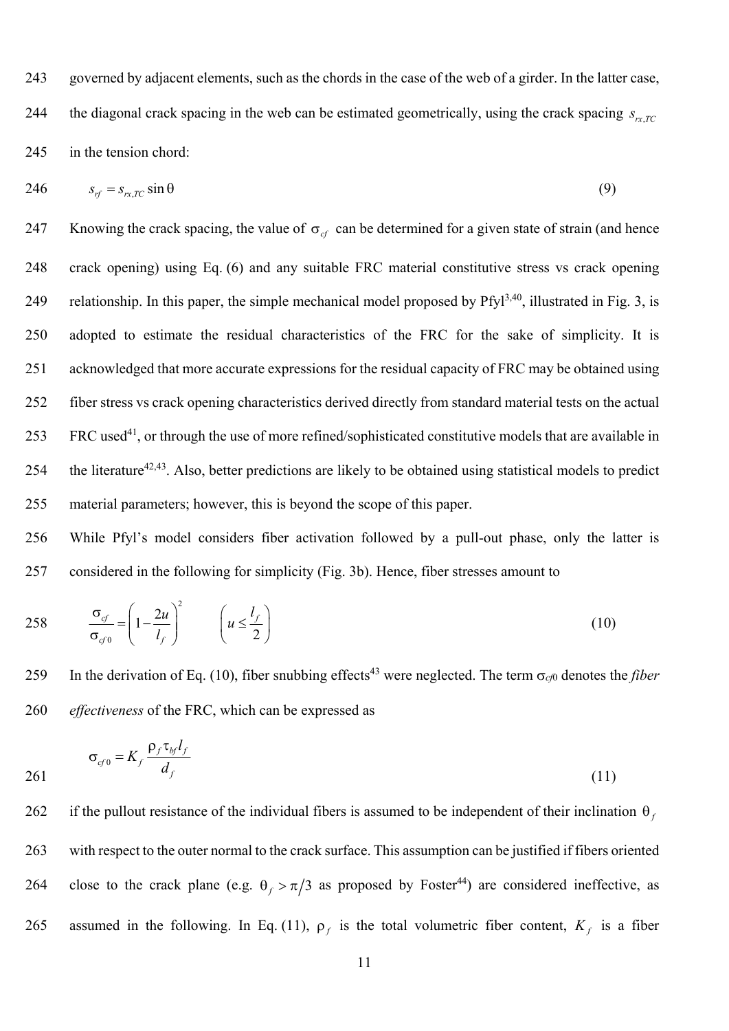governed by adjacent elements, such as the chords in the case of the web of a girder. In the latter case, the diagonal crack spacing in the web can be estimated geometrically, using the crack spacing $s_{rx,TC}$ in the tension chord:

$$s_{rf} = s_{rx,TC} \sin\theta \tag{9}$$

Knowing the crack spacing, the value of $\sigma_{cf}$ can be determined for a given state of strain (and hence crack opening) using Eq. (6) and any suitable FRC material constitutive stress vs crack opening relationship. In this paper, the simple mechanical model proposed by Pfyl[3,40], illustrated in Fig. 3, is adopted to estimate the residual characteristics of the FRC for the sake of simplicity. It is acknowledged that more accurate expressions for the residual capacity of FRC may be obtained using fiber stress vs crack opening characteristics derived directly from standard material tests on the actual FRC used[41], or through the use of more refined/sophisticated constitutive models that are available in the literature[42,43]. Also, better predictions are likely to be obtained using statistical models to predict material parameters; however, this is beyond the scope of this paper.

While Pfyl's model considers fiber activation followed by a pull-out phase, only the latter is considered in the following for simplicity (Fig. 3b). Hence, fiber stresses amount to

$$\frac{\sigma_{cf}}{\sigma_{cf0}} = \left(1 - \frac{2u}{l_f}\right)^2 \qquad \left(u \le \frac{l_f}{2}\right) \tag{10}$$

In the derivation of Eq. (10), fiber snubbing effects[43] were neglected. The term $\sigma_{cf0}$ denotes the *fiber effectiveness* of the FRC, which can be expressed as

$$\sigma_{cf0} = K_f \frac{\rho_f \tau_{bf} l_f}{d_f} \tag{11}$$

if the pullout resistance of the individual fibers is assumed to be independent of their inclination $\theta_f$ with respect to the outer normal to the crack surface. This assumption can be justified if fibers oriented close to the crack plane (e.g. $\theta_f > \pi/3$ as proposed by Foster[44]) are considered ineffective, as assumed in the following. In Eq. (11), $\rho_f$ is the total volumetric fiber content, $K_f$ is a fiber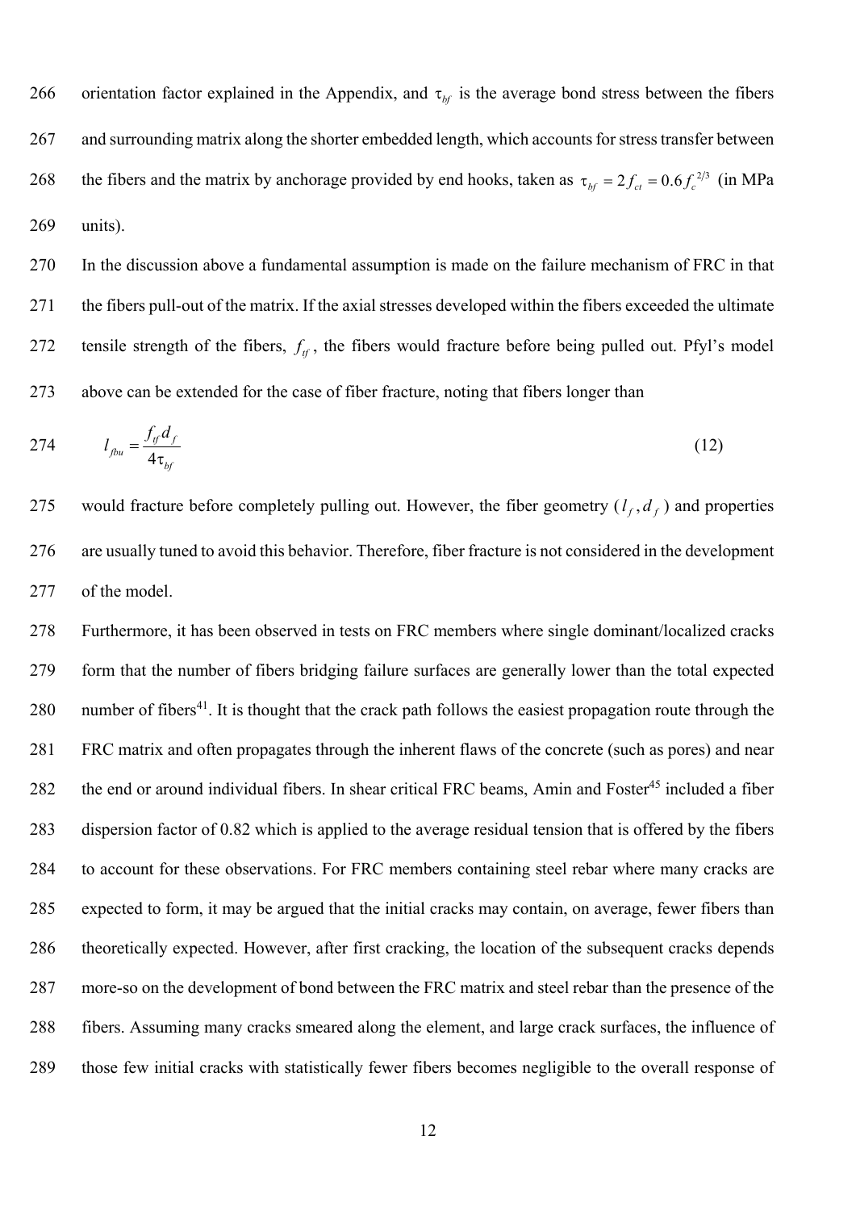orientation factor explained in the Appendix, and $\tau_{bf}$ is the average bond stress between the fibers and surrounding matrix along the shorter embedded length, which accounts for stress transfer between the fibers and the matrix by anchorage provided by end hooks, taken as $\tau_{bf} = 2f_{ct} = 0.6 f_c^{2/3}$ (in MPa units).

In the discussion above a fundamental assumption is made on the failure mechanism of FRC in that the fibers pull-out of the matrix. If the axial stresses developed within the fibers exceeded the ultimate tensile strength of the fibers, $f_{tf}$, the fibers would fracture before being pulled out. Pfyl's model above can be extended for the case of fiber fracture, noting that fibers longer than

$$l_{fbu} = \frac{f_{tf} d_f}{4\tau_{bf}} \tag{12}$$

would fracture before completely pulling out. However, the fiber geometry ($l_f, d_f$) and properties are usually tuned to avoid this behavior. Therefore, fiber fracture is not considered in the development of the model.

Furthermore, it has been observed in tests on FRC members where single dominant/localized cracks form that the number of fibers bridging failure surfaces are generally lower than the total expected number of fibers[41]. It is thought that the crack path follows the easiest propagation route through the FRC matrix and often propagates through the inherent flaws of the concrete (such as pores) and near the end or around individual fibers. In shear critical FRC beams, Amin and Foster[45] included a fiber dispersion factor of 0.82 which is applied to the average residual tension that is offered by the fibers to account for these observations. For FRC members containing steel rebar where many cracks are expected to form, it may be argued that the initial cracks may contain, on average, fewer fibers than theoretically expected. However, after first cracking, the location of the subsequent cracks depends more-so on the development of bond between the FRC matrix and steel rebar than the presence of the fibers. Assuming many cracks smeared along the element, and large crack surfaces, the influence of those few initial cracks with statistically fewer fibers becomes negligible to the overall response of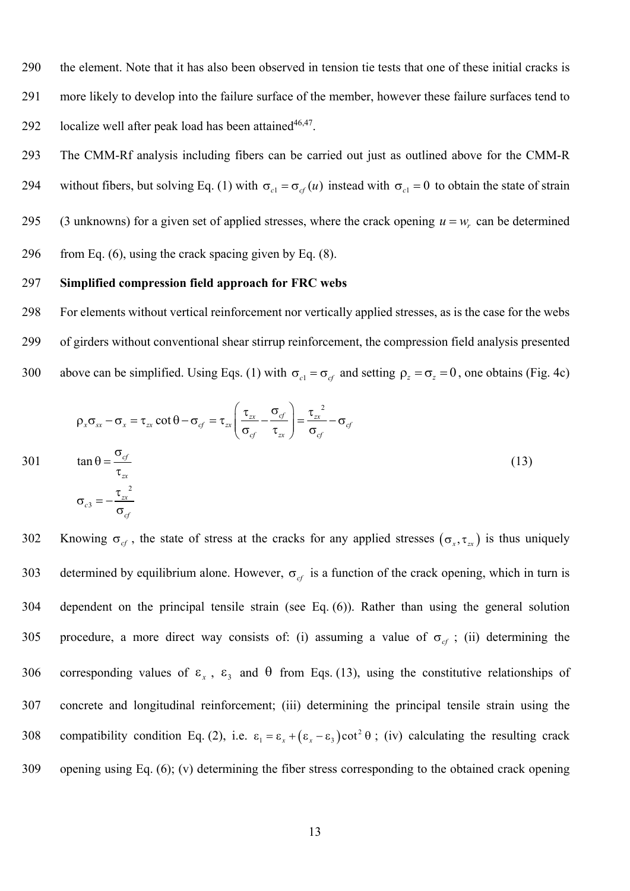the element. Note that it has also been observed in tension tie tests that one of these initial cracks is more likely to develop into the failure surface of the member, however these failure surfaces tend to localize well after peak load has been attained[46,47].

The CMM-Rf analysis including fibers can be carried out just as outlined above for the CMM-R without fibers, but solving Eq. (1) with $\sigma_{c1} = \sigma_{cf}(u)$ instead with $\sigma_{c1} = 0$ to obtain the state of strain (3 unknowns) for a given set of applied stresses, where the crack opening $u = w_r$ can be determined from Eq. (6), using the crack spacing given by Eq. (8).

**Simplified compression field approach for FRC webs**

For elements without vertical reinforcement nor vertically applied stresses, as is the case for the webs of girders without conventional shear stirrup reinforcement, the compression field analysis presented above can be simplified. Using Eqs. (1) with $\sigma_{c1} = \sigma_{cf}$ and setting $\rho_z = \sigma_z = 0$, one obtains (Fig. 4c)

$$
\begin{aligned}
&\rho_x \sigma_{sx} - \sigma_x = \tau_{zx} \cot\theta - \sigma_{cf} = \tau_{zx}\left(\frac{\tau_{zx}}{\sigma_{cf}} - \frac{\sigma_{cf}}{\tau_{zx}}\right) = \frac{\tau_{zx}^{\ 2}}{\sigma_{cf}} - \sigma_{cf} \\
&\tan\theta = \frac{\sigma_{cf}}{\tau_{zx}} \\
&\sigma_{c3} = -\frac{\tau_{zx}^{\ 2}}{\sigma_{cf}}
\end{aligned}
\tag{13}
$$

Knowing $\sigma_{cf}$, the state of stress at the cracks for any applied stresses $(\sigma_x, \tau_{zx})$ is thus uniquely determined by equilibrium alone. However, $\sigma_{cf}$ is a function of the crack opening, which in turn is dependent on the principal tensile strain (see Eq. (6)). Rather than using the general solution procedure, a more direct way consists of: (i) assuming a value of $\sigma_{cf}$; (ii) determining the corresponding values of $\varepsilon_x$, $\varepsilon_3$ and $\theta$ from Eqs. (13), using the constitutive relationships of concrete and longitudinal reinforcement; (iii) determining the principal tensile strain using the compatibility condition Eq. (2), i.e. $\varepsilon_1 = \varepsilon_x + (\varepsilon_x - \varepsilon_3)\cot^2\theta$; (iv) calculating the resulting crack opening using Eq. (6); (v) determining the fiber stress corresponding to the obtained crack opening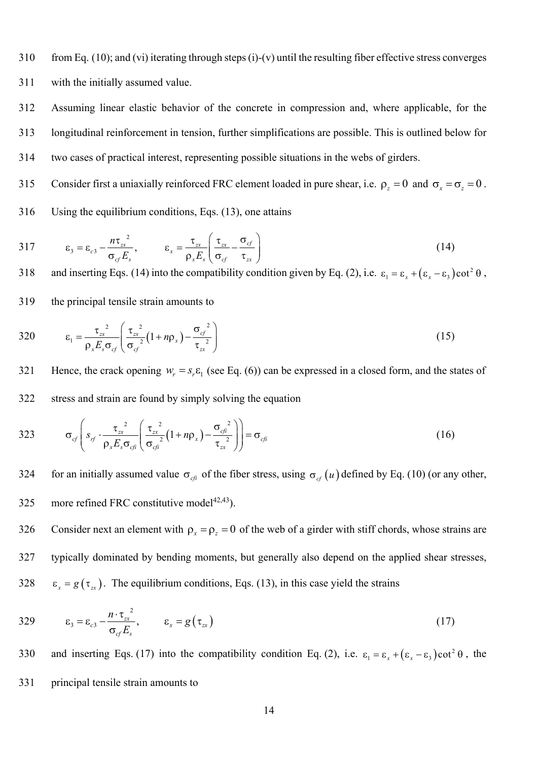from Eq. (10); and (vi) iterating through steps (i)-(v) until the resulting fiber effective stress converges with the initially assumed value.

Assuming linear elastic behavior of the concrete in compression and, where applicable, for the longitudinal reinforcement in tension, further simplifications are possible. This is outlined below for two cases of practical interest, representing possible situations in the webs of girders.

Consider first a uniaxially reinforced FRC element loaded in pure shear, i.e. $\rho_z = 0$ and $\sigma_x = \sigma_z = 0$. Using the equilibrium conditions, Eqs. (13), one attains

$$\varepsilon_3 = \varepsilon_{c3} - \frac{n\tau_{zx}^2}{\sigma_{cf} E_s}, \qquad \varepsilon_x = \frac{\tau_{zx}}{\rho_x E_s}\left(\frac{\tau_{zx}}{\sigma_{cf}} - \frac{\sigma_{cf}}{\tau_{zx}}\right) \tag{14}$$

and inserting Eqs. (14) into the compatibility condition given by Eq. (2), i.e. $\varepsilon_1 = \varepsilon_x + (\varepsilon_x - \varepsilon_3)\cot^2\theta$, the principal tensile strain amounts to

$$\varepsilon_1 = \frac{\tau_{zx}^2}{\rho_x E_s \sigma_{cf}}\left(\frac{\tau_{zx}^2}{\sigma_{cf}^2}(1 + n\rho_x) - \frac{\sigma_{cf}^2}{\tau_{zx}^2}\right) \tag{15}$$

Hence, the crack opening $w_r = s_r \varepsilon_1$ (see Eq. (6)) can be expressed in a closed form, and the states of stress and strain are found by simply solving the equation

$$\sigma_{cf}\left(s_{rf} \cdot \frac{\tau_{zx}^2}{\rho_x E_s \sigma_{cfi}}\left(\frac{\tau_{zx}^2}{\sigma_{cfi}^2}(1 + n\rho_x) - \frac{\sigma_{cfi}^2}{\tau_{zx}^2}\right)\right) = \sigma_{cfi} \tag{16}$$

for an initially assumed value $\sigma_{cfi}$ of the fiber stress, using $\sigma_{cf}(u)$ defined by Eq. (10) (or any other, more refined FRC constitutive model[42,43]).

Consider next an element with $\rho_x = \rho_z = 0$ of the web of a girder with stiff chords, whose strains are typically dominated by bending moments, but generally also depend on the applied shear stresses, $\varepsilon_x = g(\tau_{zx})$. The equilibrium conditions, Eqs. (13), in this case yield the strains

$$\varepsilon_3 = \varepsilon_{c3} - \frac{n \cdot \tau_{zx}^2}{\sigma_{cf} E_s}, \qquad \varepsilon_x = g(\tau_{zx}) \tag{17}$$

and inserting Eqs. (17) into the compatibility condition Eq. (2), i.e. $\varepsilon_1 = \varepsilon_x + (\varepsilon_x - \varepsilon_3)\cot^2\theta$, the principal tensile strain amounts to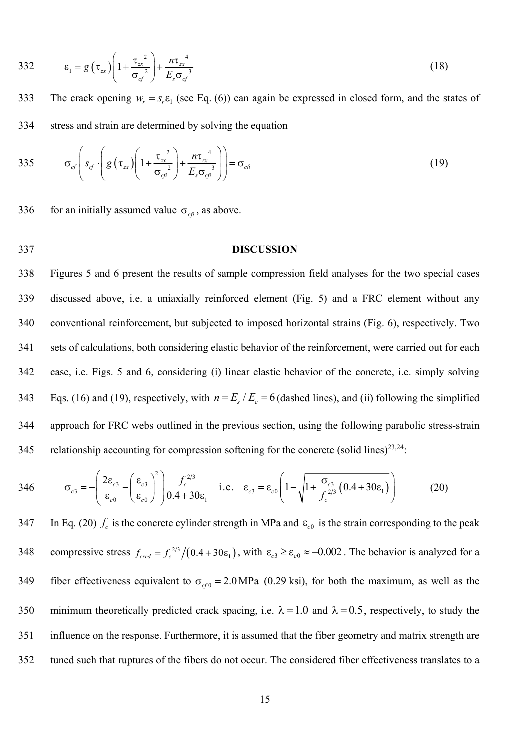$$\varepsilon_1 = g\left(\tau_{zx}\right)\left(1 + \frac{\tau_{zx}^{\ 2}}{\sigma_{cf}^{\ 2}}\right) + \frac{n\tau_{zx}^{\ 4}}{E_s \sigma_{cf}^{\ 3}} \tag{18}$$

The crack opening $w_r = s_r \varepsilon_1$ (see Eq. (6)) can again be expressed in closed form, and the states of stress and strain are determined by solving the equation

$$\sigma_{cf}\left(s_{rf} \cdot \left(g\left(\tau_{zx}\right)\left(1 + \frac{\tau_{zx}^{\ 2}}{\sigma_{cfi}^{\ 2}}\right) + \frac{n\tau_{zx}^{\ 4}}{E_s \sigma_{cfi}^{\ 3}}\right)\right) = \sigma_{cfi} \tag{19}$$

for an initially assumed value $\sigma_{cfi}$, as above.

## DISCUSSION

Figures 5 and 6 present the results of sample compression field analyses for the two special cases discussed above, i.e. a uniaxially reinforced element (Fig. 5) and a FRC element without any conventional reinforcement, but subjected to imposed horizontal strains (Fig. 6), respectively. Two sets of calculations, both considering elastic behavior of the reinforcement, were carried out for each case, i.e. Figs. 5 and 6, considering (i) linear elastic behavior of the concrete, i.e. simply solving Eqs. (16) and (19), respectively, with $n = E_s / E_c = 6$ (dashed lines), and (ii) following the simplified approach for FRC webs outlined in the previous section, using the following parabolic stress-strain relationship accounting for compression softening for the concrete (solid lines)[23,24]:

$$\sigma_{c3} = -\left(\frac{2\varepsilon_{c3}}{\varepsilon_{c0}} - \left(\frac{\varepsilon_{c3}}{\varepsilon_{c0}}\right)^2\right)\frac{f_c^{\,2/3}}{0.4 + 30\varepsilon_1} \quad \text{i.e.} \quad \varepsilon_{c3} = \varepsilon_{c0}\left(1 - \sqrt{1 + \frac{\sigma_{c3}}{f_c^{\,2/3}}\left(0.4 + 30\varepsilon_1\right)}\right) \tag{20}$$

In Eq. (20) $f_c$ is the concrete cylinder strength in MPa and $\varepsilon_{c0}$ is the strain corresponding to the peak compressive stress $f_{cred} = f_c^{\,2/3} / \left(0.4 + 30\varepsilon_1\right)$, with $\varepsilon_{c3} \geq \varepsilon_{c0} \approx -0.002$. The behavior is analyzed for a fiber effectiveness equivalent to $\sigma_{cf0} = 2.0\,\text{MPa}$ (0.29 ksi), for both the maximum, as well as the minimum theoretically predicted crack spacing, i.e. $\lambda = 1.0$ and $\lambda = 0.5$, respectively, to study the influence on the response. Furthermore, it is assumed that the fiber geometry and matrix strength are tuned such that ruptures of the fibers do not occur. The considered fiber effectiveness translates to a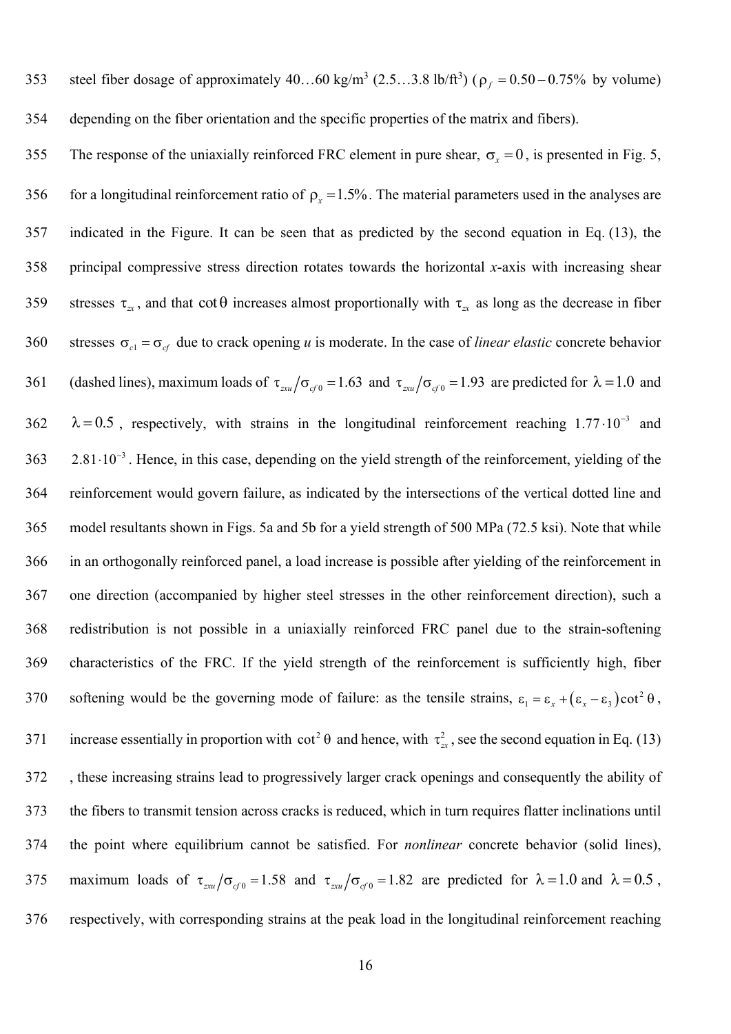steel fiber dosage of approximately 40…60 kg/m$^3$ (2.5…3.8 lb/ft$^3$) ($\rho_f = 0.50 - 0.75\%$ by volume) depending on the fiber orientation and the specific properties of the matrix and fibers).

The response of the uniaxially reinforced FRC element in pure shear, $\sigma_x = 0$, is presented in Fig. 5, for a longitudinal reinforcement ratio of $\rho_x = 1.5\%$. The material parameters used in the analyses are indicated in the Figure. It can be seen that as predicted by the second equation in Eq. (13), the principal compressive stress direction rotates towards the horizontal *x*-axis with increasing shear stresses $\tau_{zx}$, and that $\cot\theta$ increases almost proportionally with $\tau_{zx}$ as long as the decrease in fiber stresses $\sigma_{c1} = \sigma_{cf}$ due to crack opening *u* is moderate. In the case of *linear elastic* concrete behavior (dashed lines), maximum loads of $\tau_{zxu}/\sigma_{cf0} = 1.63$ and $\tau_{zxu}/\sigma_{cf0} = 1.93$ are predicted for $\lambda = 1.0$ and $\lambda = 0.5$, respectively, with strains in the longitudinal reinforcement reaching $1.77 \cdot 10^{-3}$ and $2.81 \cdot 10^{-3}$. Hence, in this case, depending on the yield strength of the reinforcement, yielding of the reinforcement would govern failure, as indicated by the intersections of the vertical dotted line and model resultants shown in Figs. 5a and 5b for a yield strength of 500 MPa (72.5 ksi). Note that while in an orthogonally reinforced panel, a load increase is possible after yielding of the reinforcement in one direction (accompanied by higher steel stresses in the other reinforcement direction), such a redistribution is not possible in a uniaxially reinforced FRC panel due to the strain-softening characteristics of the FRC. If the yield strength of the reinforcement is sufficiently high, fiber softening would be the governing mode of failure: as the tensile strains, $\varepsilon_1 = \varepsilon_x + (\varepsilon_x - \varepsilon_3)\cot^2\theta$, increase essentially in proportion with $\cot^2\theta$ and hence, with $\tau_{zx}^2$, see the second equation in Eq. (13), these increasing strains lead to progressively larger crack openings and consequently the ability of the fibers to transmit tension across cracks is reduced, which in turn requires flatter inclinations until the point where equilibrium cannot be satisfied. For *nonlinear* concrete behavior (solid lines), maximum loads of $\tau_{zxu}/\sigma_{cf0} = 1.58$ and $\tau_{zxu}/\sigma_{cf0} = 1.82$ are predicted for $\lambda = 1.0$ and $\lambda = 0.5$, respectively, with corresponding strains at the peak load in the longitudinal reinforcement reaching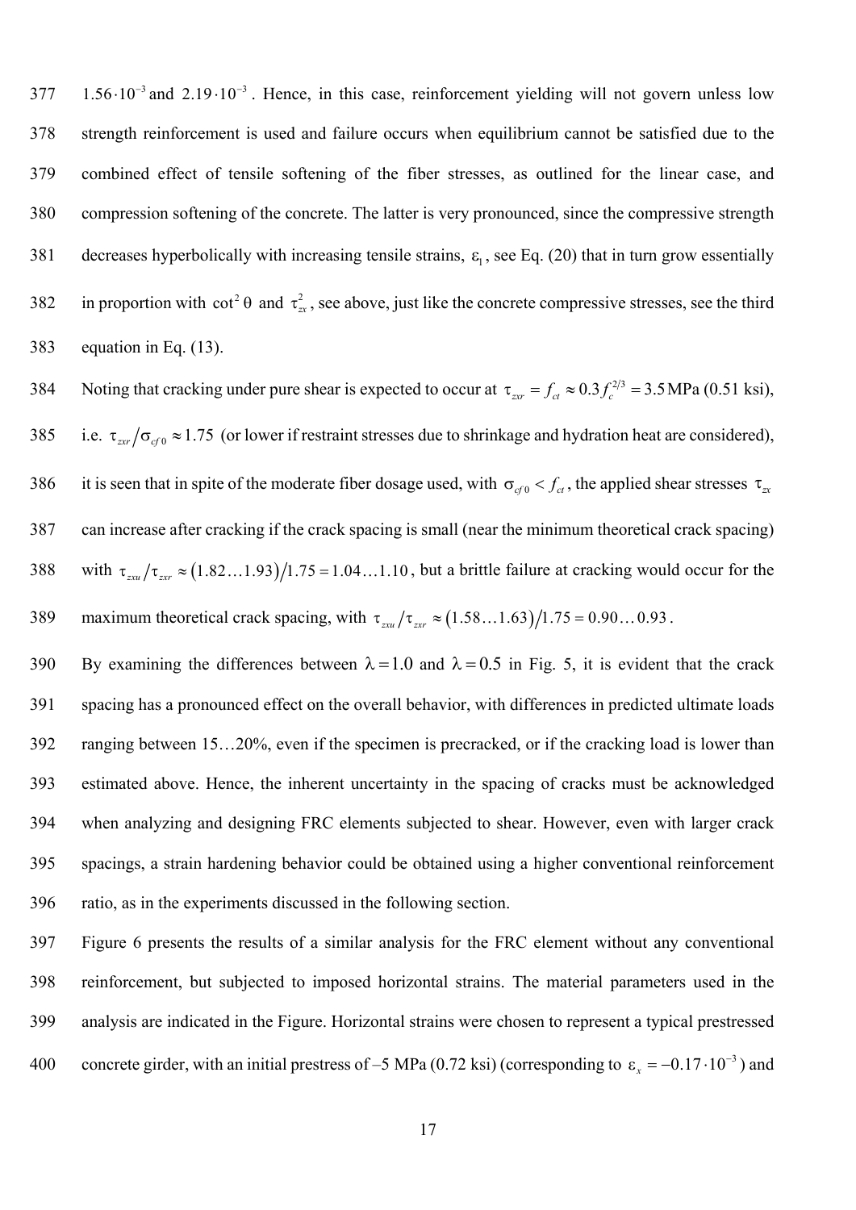$1.56 \cdot 10^{-3}$ and $2.19 \cdot 10^{-3}$. Hence, in this case, reinforcement yielding will not govern unless low strength reinforcement is used and failure occurs when equilibrium cannot be satisfied due to the combined effect of tensile softening of the fiber stresses, as outlined for the linear case, and compression softening of the concrete. The latter is very pronounced, since the compressive strength decreases hyperbolically with increasing tensile strains, $\varepsilon_1$, see Eq. (20) that in turn grow essentially in proportion with $\cot^2\theta$ and $\tau_{zx}^2$, see above, just like the concrete compressive stresses, see the third equation in Eq. (13).

Noting that cracking under pure shear is expected to occur at $\tau_{zxr} = f_{ct} \approx 0.3 f_c^{2/3} = 3.5\,\text{MPa}$ (0.51 ksi), i.e. $\tau_{zxr}/\sigma_{cf0} \approx 1.75$ (or lower if restraint stresses due to shrinkage and hydration heat are considered), it is seen that in spite of the moderate fiber dosage used, with $\sigma_{cf0} < f_{ct}$, the applied shear stresses $\tau_{zx}$ can increase after cracking if the crack spacing is small (near the minimum theoretical crack spacing) with $\tau_{zxu}/\tau_{zxr} \approx (1.82\ldots1.93)/1.75 = 1.04\ldots1.10$, but a brittle failure at cracking would occur for the maximum theoretical crack spacing, with $\tau_{zxu}/\tau_{zxr} \approx (1.58\ldots1.63)/1.75 = 0.90\ldots0.93$.

By examining the differences between $\lambda = 1.0$ and $\lambda = 0.5$ in Fig. 5, it is evident that the crack spacing has a pronounced effect on the overall behavior, with differences in predicted ultimate loads ranging between 15…20%, even if the specimen is precracked, or if the cracking load is lower than estimated above. Hence, the inherent uncertainty in the spacing of cracks must be acknowledged when analyzing and designing FRC elements subjected to shear. However, even with larger crack spacings, a strain hardening behavior could be obtained using a higher conventional reinforcement ratio, as in the experiments discussed in the following section.

Figure 6 presents the results of a similar analysis for the FRC element without any conventional reinforcement, but subjected to imposed horizontal strains. The material parameters used in the analysis are indicated in the Figure. Horizontal strains were chosen to represent a typical prestressed concrete girder, with an initial prestress of –5 MPa (0.72 ksi) (corresponding to $\varepsilon_x = -0.17 \cdot 10^{-3}$) and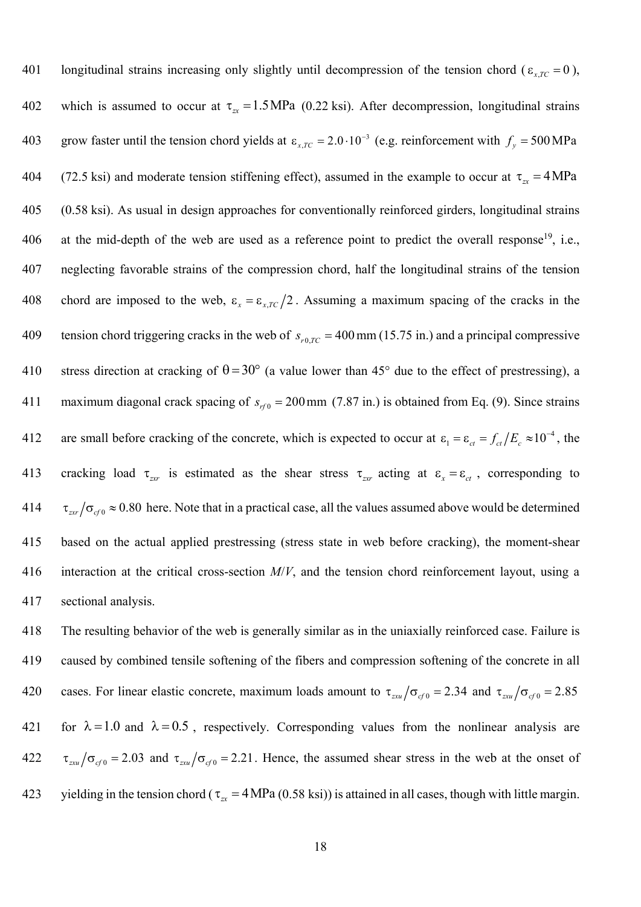longitudinal strains increasing only slightly until decompression of the tension chord ($\varepsilon_{x,TC} = 0$), which is assumed to occur at $\tau_{zx} = 1.5\,\text{MPa}$ (0.22 ksi). After decompression, longitudinal strains grow faster until the tension chord yields at $\varepsilon_{x,TC} = 2.0 \cdot 10^{-3}$ (e.g. reinforcement with $f_y = 500\,\text{MPa}$ (72.5 ksi) and moderate tension stiffening effect), assumed in the example to occur at $\tau_{zx} = 4\,\text{MPa}$ (0.58 ksi). As usual in design approaches for conventionally reinforced girders, longitudinal strains at the mid-depth of the web are used as a reference point to predict the overall response[19], i.e., neglecting favorable strains of the compression chord, half the longitudinal strains of the tension chord are imposed to the web, $\varepsilon_x = \varepsilon_{x,TC}/2$. Assuming a maximum spacing of the cracks in the tension chord triggering cracks in the web of $s_{r0,TC} = 400\,\text{mm}$ (15.75 in.) and a principal compressive stress direction at cracking of $\theta = 30°$ (a value lower than 45° due to the effect of prestressing), a maximum diagonal crack spacing of $s_{rf0} = 200\,\text{mm}$ (7.87 in.) is obtained from Eq. (9). Since strains are small before cracking of the concrete, which is expected to occur at $\varepsilon_1 = \varepsilon_{ct} = f_{ct}/E_c \approx 10^{-4}$, the cracking load $\tau_{zxr}$ is estimated as the shear stress $\tau_{zxr}$ acting at $\varepsilon_x = \varepsilon_{ct}$, corresponding to $\tau_{zxr}/\sigma_{cf0} \approx 0.80$ here. Note that in a practical case, all the values assumed above would be determined based on the actual applied prestressing (stress state in web before cracking), the moment-shear interaction at the critical cross-section *M*/*V*, and the tension chord reinforcement layout, using a sectional analysis.

The resulting behavior of the web is generally similar as in the uniaxially reinforced case. Failure is caused by combined tensile softening of the fibers and compression softening of the concrete in all cases. For linear elastic concrete, maximum loads amount to $\tau_{zxu}/\sigma_{cf0} = 2.34$ and $\tau_{zxu}/\sigma_{cf0} = 2.85$ for $\lambda = 1.0$ and $\lambda = 0.5$, respectively. Corresponding values from the nonlinear analysis are $\tau_{zxu}/\sigma_{cf0} = 2.03$ and $\tau_{zxu}/\sigma_{cf0} = 2.21$. Hence, the assumed shear stress in the web at the onset of yielding in the tension chord ($\tau_{zx} = 4\,\text{MPa}$ (0.58 ksi)) is attained in all cases, though with little margin.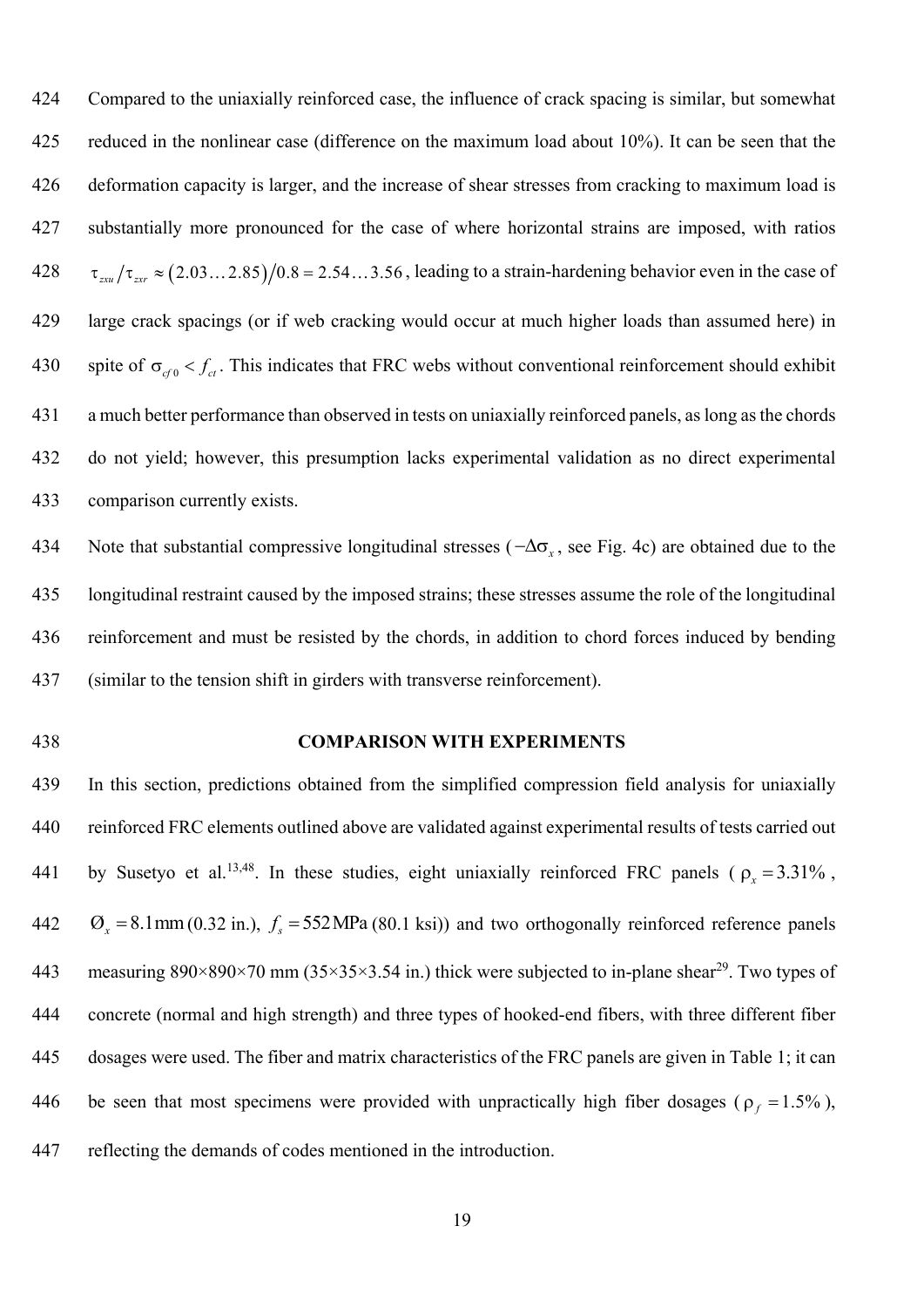Compared to the uniaxially reinforced case, the influence of crack spacing is similar, but somewhat reduced in the nonlinear case (difference on the maximum load about 10%). It can be seen that the deformation capacity is larger, and the increase of shear stresses from cracking to maximum load is substantially more pronounced for the case of where horizontal strains are imposed, with ratios $\tau_{zxu}/\tau_{zxr} \approx (2.03\ldots 2.85)/0.8 = 2.54\ldots 3.56$, leading to a strain-hardening behavior even in the case of large crack spacings (or if web cracking would occur at much higher loads than assumed here) in spite of $\sigma_{cf0} < f_{ct}$. This indicates that FRC webs without conventional reinforcement should exhibit a much better performance than observed in tests on uniaxially reinforced panels, as long as the chords do not yield; however, this presumption lacks experimental validation as no direct experimental comparison currently exists.

Note that substantial compressive longitudinal stresses ($-\Delta\sigma_x$, see Fig. 4c) are obtained due to the longitudinal restraint caused by the imposed strains; these stresses assume the role of the longitudinal reinforcement and must be resisted by the chords, in addition to chord forces induced by bending (similar to the tension shift in girders with transverse reinforcement).

## COMPARISON WITH EXPERIMENTS

In this section, predictions obtained from the simplified compression field analysis for uniaxially reinforced FRC elements outlined above are validated against experimental results of tests carried out by Susetyo et al.[13,48]. In these studies, eight uniaxially reinforced FRC panels ($\rho_x = 3.31\%$, $Ø_x = 8.1\,\text{mm}$ (0.32 in.), $f_s = 552\,\text{MPa}$ (80.1 ksi)) and two orthogonally reinforced reference panels measuring 890×890×70 mm (35×35×3.54 in.) thick were subjected to in-plane shear[29]. Two types of concrete (normal and high strength) and three types of hooked-end fibers, with three different fiber dosages were used. The fiber and matrix characteristics of the FRC panels are given in Table 1; it can be seen that most specimens were provided with unpractically high fiber dosages ($\rho_f = 1.5\%$), reflecting the demands of codes mentioned in the introduction.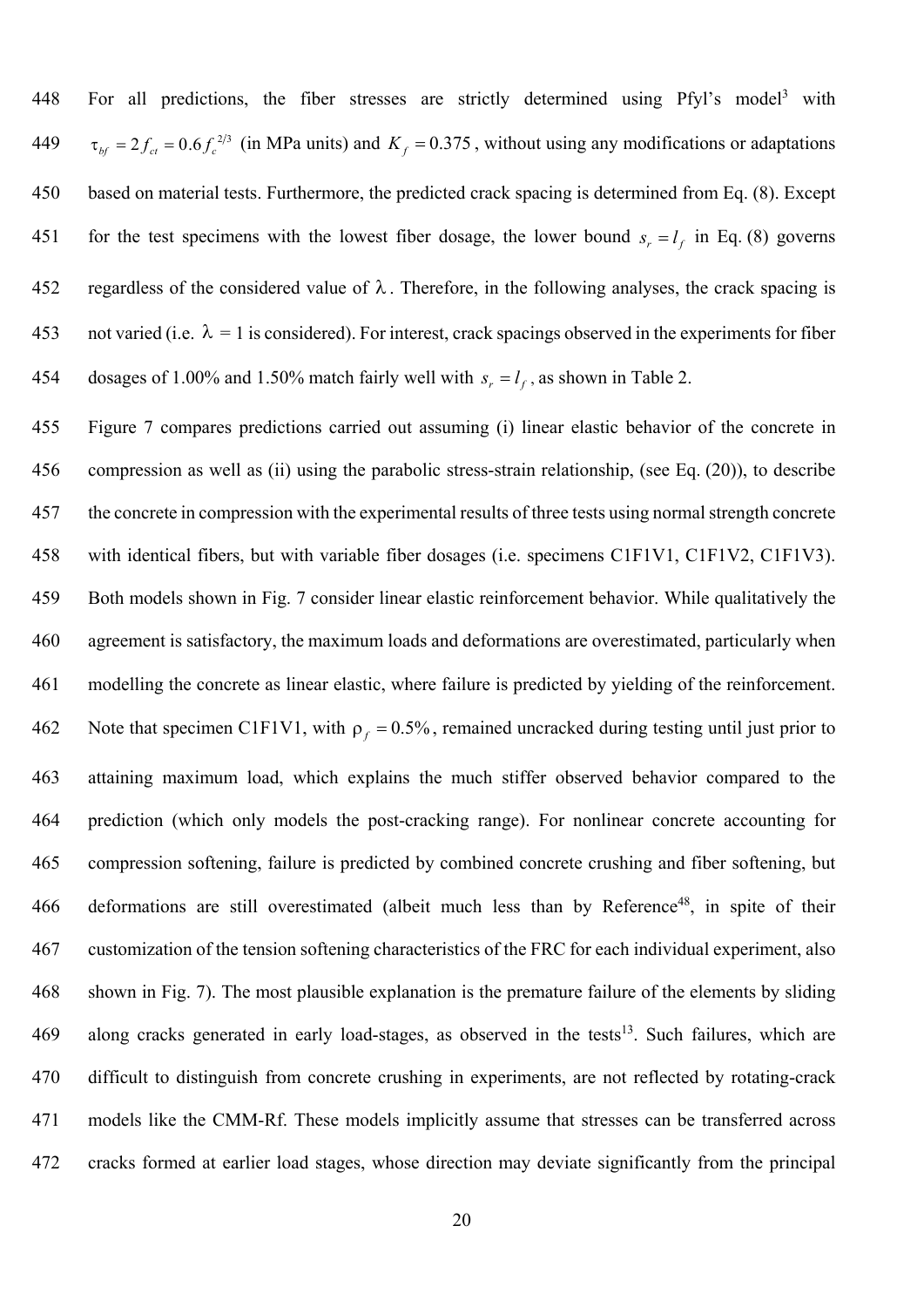For all predictions, the fiber stresses are strictly determined using Pfyl's model[3] with $\tau_{bf} = 2 f_{ct} = 0.6 f_c^{2/3}$ (in MPa units) and $K_f = 0.375$, without using any modifications or adaptations based on material tests. Furthermore, the predicted crack spacing is determined from Eq. (8). Except for the test specimens with the lowest fiber dosage, the lower bound $s_r = l_f$ in Eq. (8) governs regardless of the considered value of $\lambda$. Therefore, in the following analyses, the crack spacing is not varied (i.e. $\lambda = 1$ is considered). For interest, crack spacings observed in the experiments for fiber dosages of 1.00% and 1.50% match fairly well with $s_r = l_f$, as shown in Table 2.

Figure 7 compares predictions carried out assuming (i) linear elastic behavior of the concrete in compression as well as (ii) using the parabolic stress-strain relationship, (see Eq. (20)), to describe the concrete in compression with the experimental results of three tests using normal strength concrete with identical fibers, but with variable fiber dosages (i.e. specimens C1F1V1, C1F1V2, C1F1V3). Both models shown in Fig. 7 consider linear elastic reinforcement behavior. While qualitatively the agreement is satisfactory, the maximum loads and deformations are overestimated, particularly when modelling the concrete as linear elastic, where failure is predicted by yielding of the reinforcement. Note that specimen C1F1V1, with $\rho_f = 0.5\%$, remained uncracked during testing until just prior to attaining maximum load, which explains the much stiffer observed behavior compared to the prediction (which only models the post-cracking range). For nonlinear concrete accounting for compression softening, failure is predicted by combined concrete crushing and fiber softening, but deformations are still overestimated (albeit much less than by Reference[48], in spite of their customization of the tension softening characteristics of the FRC for each individual experiment, also shown in Fig. 7). The most plausible explanation is the premature failure of the elements by sliding along cracks generated in early load-stages, as observed in the tests[13]. Such failures, which are difficult to distinguish from concrete crushing in experiments, are not reflected by rotating-crack models like the CMM-Rf. These models implicitly assume that stresses can be transferred across cracks formed at earlier load stages, whose direction may deviate significantly from the principal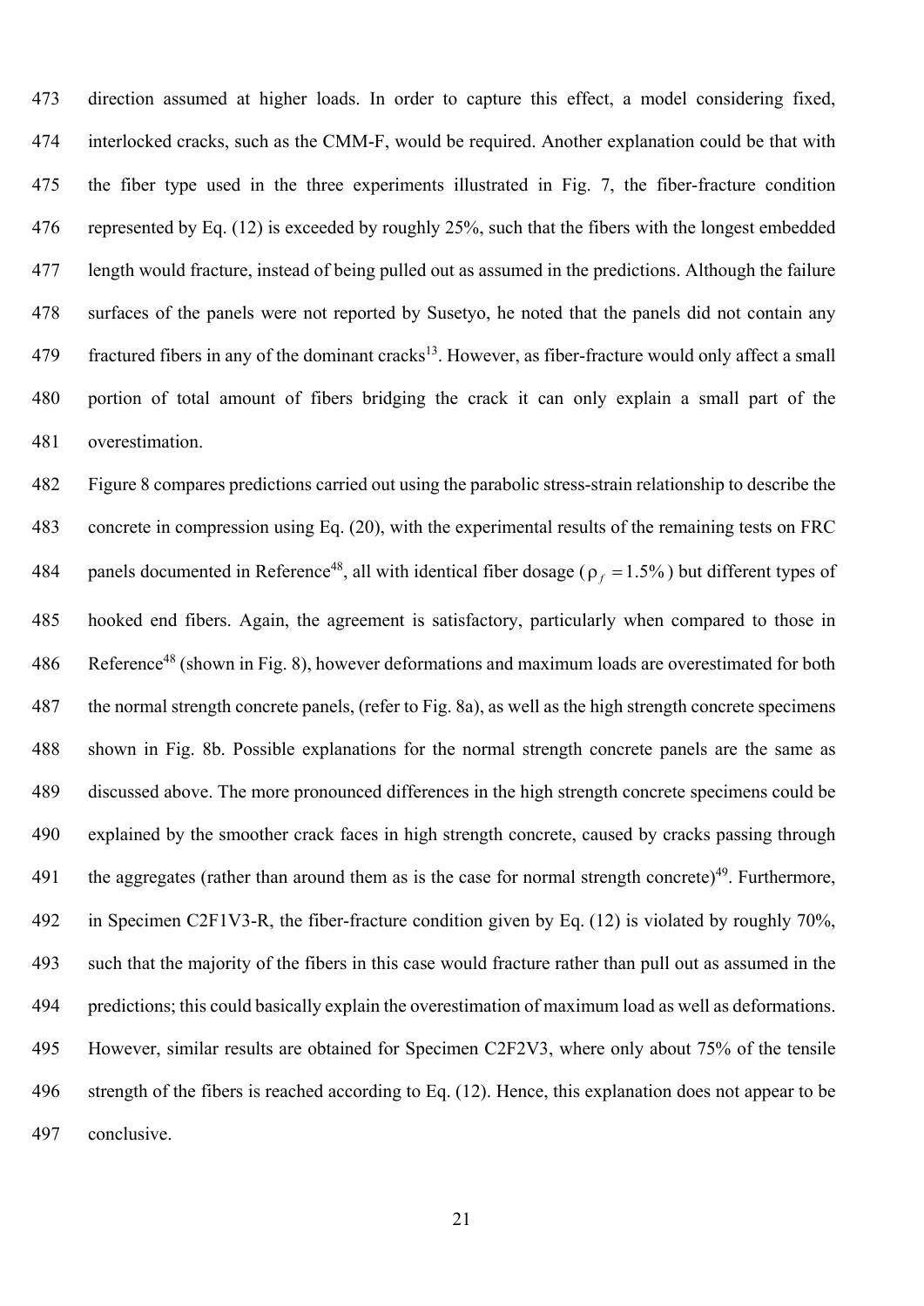direction assumed at higher loads. In order to capture this effect, a model considering fixed, interlocked cracks, such as the CMM-F, would be required. Another explanation could be that with the fiber type used in the three experiments illustrated in Fig. 7, the fiber-fracture condition represented by Eq. (12) is exceeded by roughly 25%, such that the fibers with the longest embedded length would fracture, instead of being pulled out as assumed in the predictions. Although the failure surfaces of the panels were not reported by Susetyo, he noted that the panels did not contain any fractured fibers in any of the dominant cracks[13]. However, as fiber-fracture would only affect a small portion of total amount of fibers bridging the crack it can only explain a small part of the overestimation.

Figure 8 compares predictions carried out using the parabolic stress-strain relationship to describe the concrete in compression using Eq. (20), with the experimental results of the remaining tests on FRC panels documented in Reference[48], all with identical fiber dosage ($\rho_f = 1.5\%$) but different types of hooked end fibers. Again, the agreement is satisfactory, particularly when compared to those in Reference[48] (shown in Fig. 8), however deformations and maximum loads are overestimated for both the normal strength concrete panels, (refer to Fig. 8a), as well as the high strength concrete specimens shown in Fig. 8b. Possible explanations for the normal strength concrete panels are the same as discussed above. The more pronounced differences in the high strength concrete specimens could be explained by the smoother crack faces in high strength concrete, caused by cracks passing through the aggregates (rather than around them as is the case for normal strength concrete)[49]. Furthermore, in Specimen C2F1V3-R, the fiber-fracture condition given by Eq. (12) is violated by roughly 70%, such that the majority of the fibers in this case would fracture rather than pull out as assumed in the predictions; this could basically explain the overestimation of maximum load as well as deformations. However, similar results are obtained for Specimen C2F2V3, where only about 75% of the tensile strength of the fibers is reached according to Eq. (12). Hence, this explanation does not appear to be conclusive.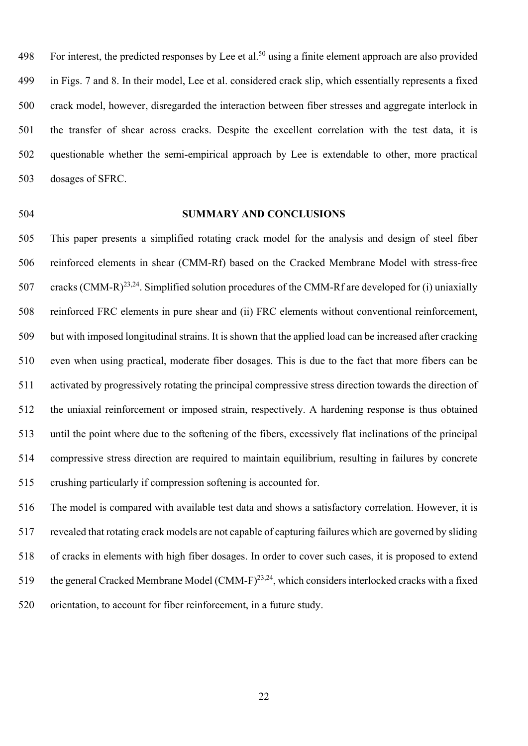For interest, the predicted responses by Lee et al.[50] using a finite element approach are also provided in Figs. 7 and 8. In their model, Lee et al. considered crack slip, which essentially represents a fixed crack model, however, disregarded the interaction between fiber stresses and aggregate interlock in the transfer of shear across cracks. Despite the excellent correlation with the test data, it is questionable whether the semi-empirical approach by Lee is extendable to other, more practical dosages of SFRC.

## SUMMARY AND CONCLUSIONS

This paper presents a simplified rotating crack model for the analysis and design of steel fiber reinforced elements in shear (CMM-Rf) based on the Cracked Membrane Model with stress-free cracks (CMM-R)[23,24]. Simplified solution procedures of the CMM-Rf are developed for (i) uniaxially reinforced FRC elements in pure shear and (ii) FRC elements without conventional reinforcement, but with imposed longitudinal strains. It is shown that the applied load can be increased after cracking even when using practical, moderate fiber dosages. This is due to the fact that more fibers can be activated by progressively rotating the principal compressive stress direction towards the direction of the uniaxial reinforcement or imposed strain, respectively. A hardening response is thus obtained until the point where due to the softening of the fibers, excessively flat inclinations of the principal compressive stress direction are required to maintain equilibrium, resulting in failures by concrete crushing particularly if compression softening is accounted for.

The model is compared with available test data and shows a satisfactory correlation. However, it is revealed that rotating crack models are not capable of capturing failures which are governed by sliding of cracks in elements with high fiber dosages. In order to cover such cases, it is proposed to extend the general Cracked Membrane Model (CMM-F)[23,24], which considers interlocked cracks with a fixed orientation, to account for fiber reinforcement, in a future study.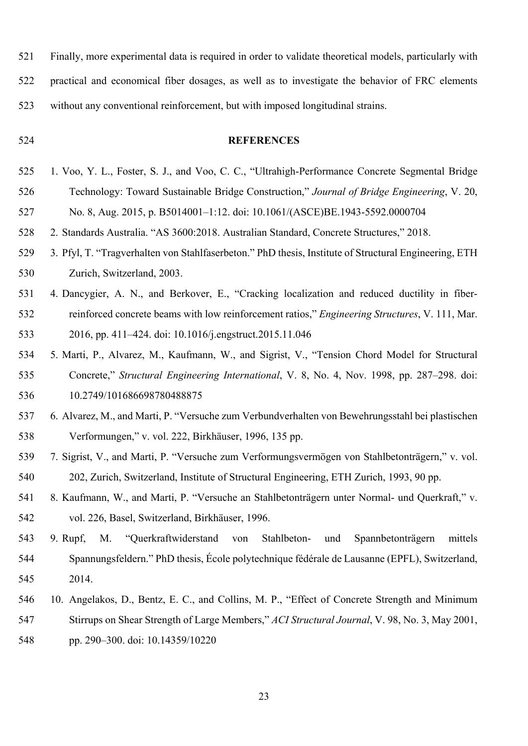Finally, more experimental data is required in order to validate theoretical models, particularly with practical and economical fiber dosages, as well as to investigate the behavior of FRC elements without any conventional reinforcement, but with imposed longitudinal strains.

## REFERENCES

1. Voo, Y. L., Foster, S. J., and Voo, C. C., "Ultrahigh-Performance Concrete Segmental Bridge Technology: Toward Sustainable Bridge Construction," *Journal of Bridge Engineering*, V. 20, No. 8, Aug. 2015, p. B5014001–1:12. doi: 10.1061/(ASCE)BE.1943-5592.0000704
2. Standards Australia. "AS 3600:2018. Australian Standard, Concrete Structures," 2018.
3. Pfyl, T. "Tragverhalten von Stahlfaserbeton." PhD thesis, Institute of Structural Engineering, ETH Zurich, Switzerland, 2003.
4. Dancygier, A. N., and Berkover, E., "Cracking localization and reduced ductility in fiber-reinforced concrete beams with low reinforcement ratios," *Engineering Structures*, V. 111, Mar. 2016, pp. 411–424. doi: 10.1016/j.engstruct.2015.11.046
5. Marti, P., Alvarez, M., Kaufmann, W., and Sigrist, V., "Tension Chord Model for Structural Concrete," *Structural Engineering International*, V. 8, No. 4, Nov. 1998, pp. 287–298. doi: 10.2749/101686698780488875
6. Alvarez, M., and Marti, P. "Versuche zum Verbundverhalten von Bewehrungsstahl bei plastischen Verformungen," v. vol. 222, Birkhäuser, 1996, 135 pp.
7. Sigrist, V., and Marti, P. "Versuche zum Verformungsvermögen von Stahlbetonträgern," v. vol. 202, Zurich, Switzerland, Institute of Structural Engineering, ETH Zurich, 1993, 90 pp.
8. Kaufmann, W., and Marti, P. "Versuche an Stahlbetonträgern unter Normal- und Querkraft," v. vol. 226, Basel, Switzerland, Birkhäuser, 1996.
9. Rupf, M. "Querkraftwiderstand von Stahlbeton- und Spannbetonträgern mittels Spannungsfeldern." PhD thesis, École polytechnique fédérale de Lausanne (EPFL), Switzerland, 2014.
10. Angelakos, D., Bentz, E. C., and Collins, M. P., "Effect of Concrete Strength and Minimum Stirrups on Shear Strength of Large Members," *ACI Structural Journal*, V. 98, No. 3, May 2001, pp. 290–300. doi: 10.14359/10220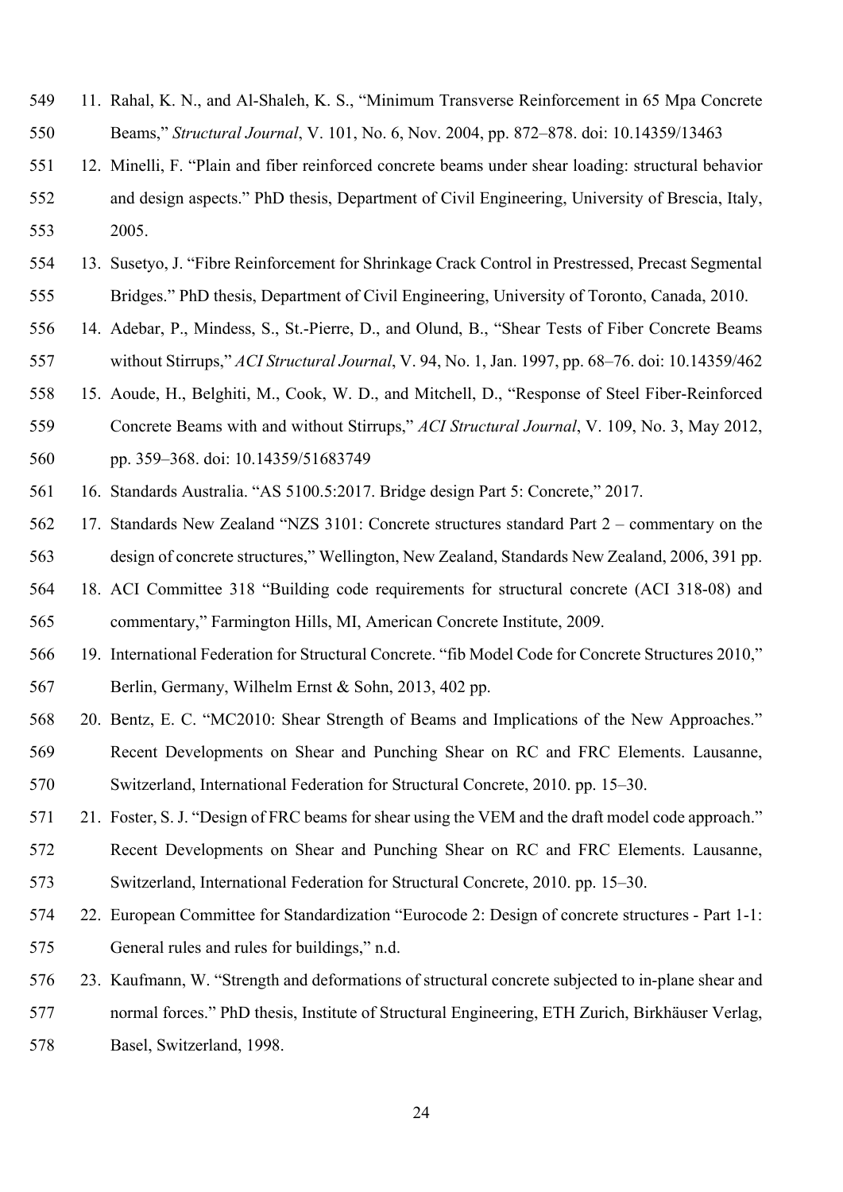11. Rahal, K. N., and Al-Shaleh, K. S., "Minimum Transverse Reinforcement in 65 Mpa Concrete Beams," *Structural Journal*, V. 101, No. 6, Nov. 2004, pp. 872–878. doi: 10.14359/13463
12. Minelli, F. "Plain and fiber reinforced concrete beams under shear loading: structural behavior and design aspects." PhD thesis, Department of Civil Engineering, University of Brescia, Italy, 2005.
13. Susetyo, J. "Fibre Reinforcement for Shrinkage Crack Control in Prestressed, Precast Segmental Bridges." PhD thesis, Department of Civil Engineering, University of Toronto, Canada, 2010.
14. Adebar, P., Mindess, S., St.-Pierre, D., and Olund, B., "Shear Tests of Fiber Concrete Beams without Stirrups," *ACI Structural Journal*, V. 94, No. 1, Jan. 1997, pp. 68–76. doi: 10.14359/462
15. Aoude, H., Belghiti, M., Cook, W. D., and Mitchell, D., "Response of Steel Fiber-Reinforced Concrete Beams with and without Stirrups," *ACI Structural Journal*, V. 109, No. 3, May 2012, pp. 359–368. doi: 10.14359/51683749
16. Standards Australia. "AS 5100.5:2017. Bridge design Part 5: Concrete," 2017.
17. Standards New Zealand "NZS 3101: Concrete structures standard Part 2 – commentary on the design of concrete structures," Wellington, New Zealand, Standards New Zealand, 2006, 391 pp.
18. ACI Committee 318 "Building code requirements for structural concrete (ACI 318-08) and commentary," Farmington Hills, MI, American Concrete Institute, 2009.
19. International Federation for Structural Concrete. "fib Model Code for Concrete Structures 2010," Berlin, Germany, Wilhelm Ernst & Sohn, 2013, 402 pp.
20. Bentz, E. C. "MC2010: Shear Strength of Beams and Implications of the New Approaches." Recent Developments on Shear and Punching Shear on RC and FRC Elements. Lausanne, Switzerland, International Federation for Structural Concrete, 2010. pp. 15–30.
21. Foster, S. J. "Design of FRC beams for shear using the VEM and the draft model code approach." Recent Developments on Shear and Punching Shear on RC and FRC Elements. Lausanne, Switzerland, International Federation for Structural Concrete, 2010. pp. 15–30.
22. European Committee for Standardization "Eurocode 2: Design of concrete structures - Part 1-1: General rules and rules for buildings," n.d.
23. Kaufmann, W. "Strength and deformations of structural concrete subjected to in-plane shear and normal forces." PhD thesis, Institute of Structural Engineering, ETH Zurich, Birkhäuser Verlag, Basel, Switzerland, 1998.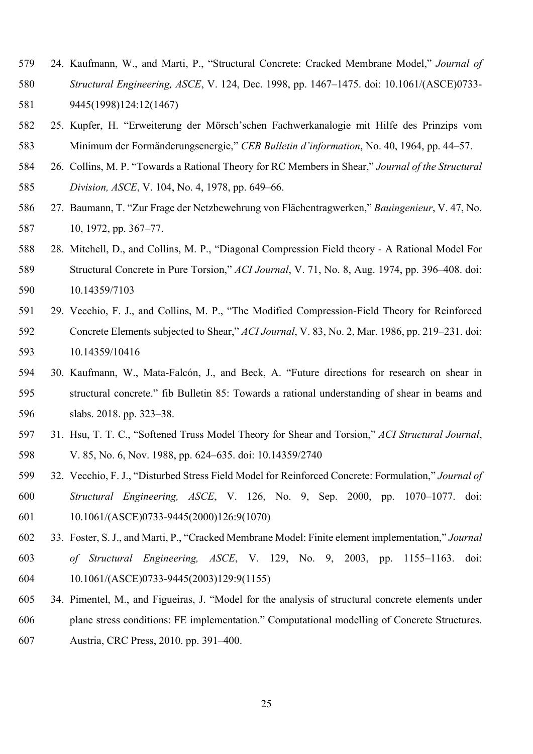24. Kaufmann, W., and Marti, P., "Structural Concrete: Cracked Membrane Model," *Journal of Structural Engineering, ASCE*, V. 124, Dec. 1998, pp. 1467–1475. doi: 10.1061/(ASCE)0733-9445(1998)124:12(1467)
25. Kupfer, H. "Erweiterung der Mörsch'schen Fachwerkanalogie mit Hilfe des Prinzips vom Minimum der Formänderungsenergie," *CEB Bulletin d'information*, No. 40, 1964, pp. 44–57.
26. Collins, M. P. "Towards a Rational Theory for RC Members in Shear," *Journal of the Structural Division, ASCE*, V. 104, No. 4, 1978, pp. 649–66.
27. Baumann, T. "Zur Frage der Netzbewehrung von Flächentragwerken," *Bauingenieur*, V. 47, No. 10, 1972, pp. 367–77.
28. Mitchell, D., and Collins, M. P., "Diagonal Compression Field theory - A Rational Model For Structural Concrete in Pure Torsion," *ACI Journal*, V. 71, No. 8, Aug. 1974, pp. 396–408. doi: 10.14359/7103
29. Vecchio, F. J., and Collins, M. P., "The Modified Compression-Field Theory for Reinforced Concrete Elements subjected to Shear," *ACI Journal*, V. 83, No. 2, Mar. 1986, pp. 219–231. doi: 10.14359/10416
30. Kaufmann, W., Mata-Falcón, J., and Beck, A. "Future directions for research on shear in structural concrete." fib Bulletin 85: Towards a rational understanding of shear in beams and slabs. 2018. pp. 323–38.
31. Hsu, T. T. C., "Softened Truss Model Theory for Shear and Torsion," *ACI Structural Journal*, V. 85, No. 6, Nov. 1988, pp. 624–635. doi: 10.14359/2740
32. Vecchio, F. J., "Disturbed Stress Field Model for Reinforced Concrete: Formulation," *Journal of Structural Engineering, ASCE*, V. 126, No. 9, Sep. 2000, pp. 1070–1077. doi: 10.1061/(ASCE)0733-9445(2000)126:9(1070)
33. Foster, S. J., and Marti, P., "Cracked Membrane Model: Finite element implementation," *Journal of Structural Engineering, ASCE*, V. 129, No. 9, 2003, pp. 1155–1163. doi: 10.1061/(ASCE)0733-9445(2003)129:9(1155)
34. Pimentel, M., and Figueiras, J. "Model for the analysis of structural concrete elements under plane stress conditions: FE implementation." Computational modelling of Concrete Structures. Austria, CRC Press, 2010. pp. 391–400.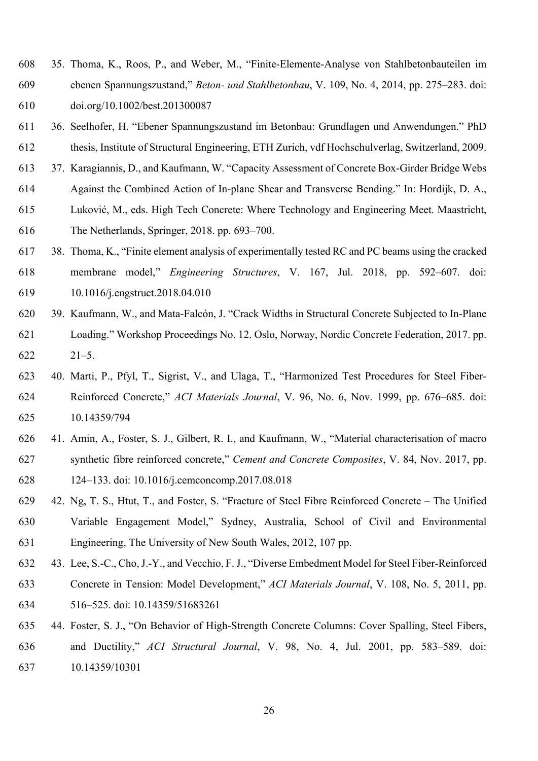35. Thoma, K., Roos, P., and Weber, M., "Finite-Elemente-Analyse von Stahlbetonbauteilen im ebenen Spannungszustand," *Beton- und Stahlbetonbau*, V. 109, No. 4, 2014, pp. 275–283. doi: doi.org/10.1002/best.201300087
36. Seelhofer, H. "Ebener Spannungszustand im Betonbau: Grundlagen und Anwendungen." PhD thesis, Institute of Structural Engineering, ETH Zurich, vdf Hochschulverlag, Switzerland, 2009.
37. Karagiannis, D., and Kaufmann, W. "Capacity Assessment of Concrete Box-Girder Bridge Webs Against the Combined Action of In-plane Shear and Transverse Bending." In: Hordijk, D. A., Luković, M., eds. High Tech Concrete: Where Technology and Engineering Meet. Maastricht, The Netherlands, Springer, 2018. pp. 693–700.
38. Thoma, K., "Finite element analysis of experimentally tested RC and PC beams using the cracked membrane model," *Engineering Structures*, V. 167, Jul. 2018, pp. 592–607. doi: 10.1016/j.engstruct.2018.04.010
39. Kaufmann, W., and Mata-Falcón, J. "Crack Widths in Structural Concrete Subjected to In-Plane Loading." Workshop Proceedings No. 12. Oslo, Norway, Nordic Concrete Federation, 2017. pp. 21–5.
40. Marti, P., Pfyl, T., Sigrist, V., and Ulaga, T., "Harmonized Test Procedures for Steel Fiber-Reinforced Concrete," *ACI Materials Journal*, V. 96, No. 6, Nov. 1999, pp. 676–685. doi: 10.14359/794
41. Amin, A., Foster, S. J., Gilbert, R. I., and Kaufmann, W., "Material characterisation of macro synthetic fibre reinforced concrete," *Cement and Concrete Composites*, V. 84, Nov. 2017, pp. 124–133. doi: 10.1016/j.cemconcomp.2017.08.018
42. Ng, T. S., Htut, T., and Foster, S. "Fracture of Steel Fibre Reinforced Concrete – The Unified Variable Engagement Model," Sydney, Australia, School of Civil and Environmental Engineering, The University of New South Wales, 2012, 107 pp.
43. Lee, S.-C., Cho, J.-Y., and Vecchio, F. J., "Diverse Embedment Model for Steel Fiber-Reinforced Concrete in Tension: Model Development," *ACI Materials Journal*, V. 108, No. 5, 2011, pp. 516–525. doi: 10.14359/51683261
44. Foster, S. J., "On Behavior of High-Strength Concrete Columns: Cover Spalling, Steel Fibers, and Ductility," *ACI Structural Journal*, V. 98, No. 4, Jul. 2001, pp. 583–589. doi: 10.14359/10301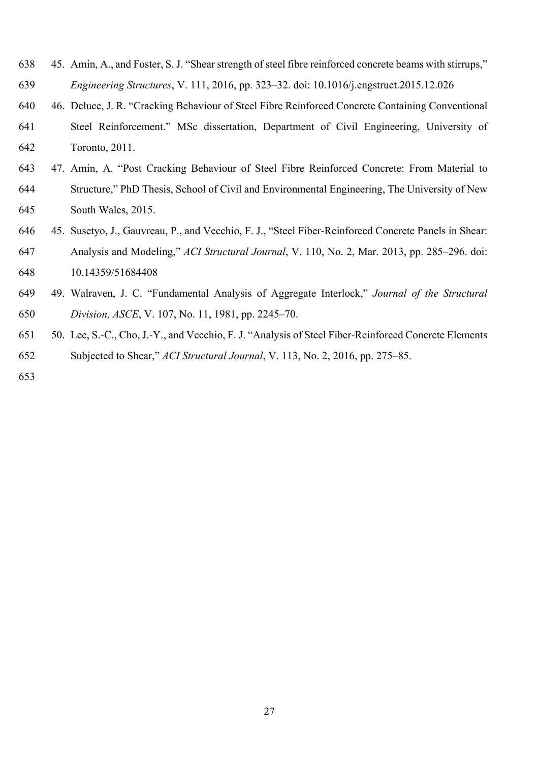45. Amin, A., and Foster, S. J. "Shear strength of steel fibre reinforced concrete beams with stirrups," *Engineering Structures*, V. 111, 2016, pp. 323–32. doi: 10.1016/j.engstruct.2015.12.026
46. Deluce, J. R. "Cracking Behaviour of Steel Fibre Reinforced Concrete Containing Conventional Steel Reinforcement." MSc dissertation, Department of Civil Engineering, University of Toronto, 2011.
47. Amin, A. "Post Cracking Behaviour of Steel Fibre Reinforced Concrete: From Material to Structure," PhD Thesis, School of Civil and Environmental Engineering, The University of New South Wales, 2015.
45. Susetyo, J., Gauvreau, P., and Vecchio, F. J., "Steel Fiber-Reinforced Concrete Panels in Shear: Analysis and Modeling," *ACI Structural Journal*, V. 110, No. 2, Mar. 2013, pp. 285–296. doi: 10.14359/51684408
49. Walraven, J. C. "Fundamental Analysis of Aggregate Interlock," *Journal of the Structural Division, ASCE*, V. 107, No. 11, 1981, pp. 2245–70.
50. Lee, S.-C., Cho, J.-Y., and Vecchio, F. J. "Analysis of Steel Fiber-Reinforced Concrete Elements Subjected to Shear," *ACI Structural Journal*, V. 113, No. 2, 2016, pp. 275–85.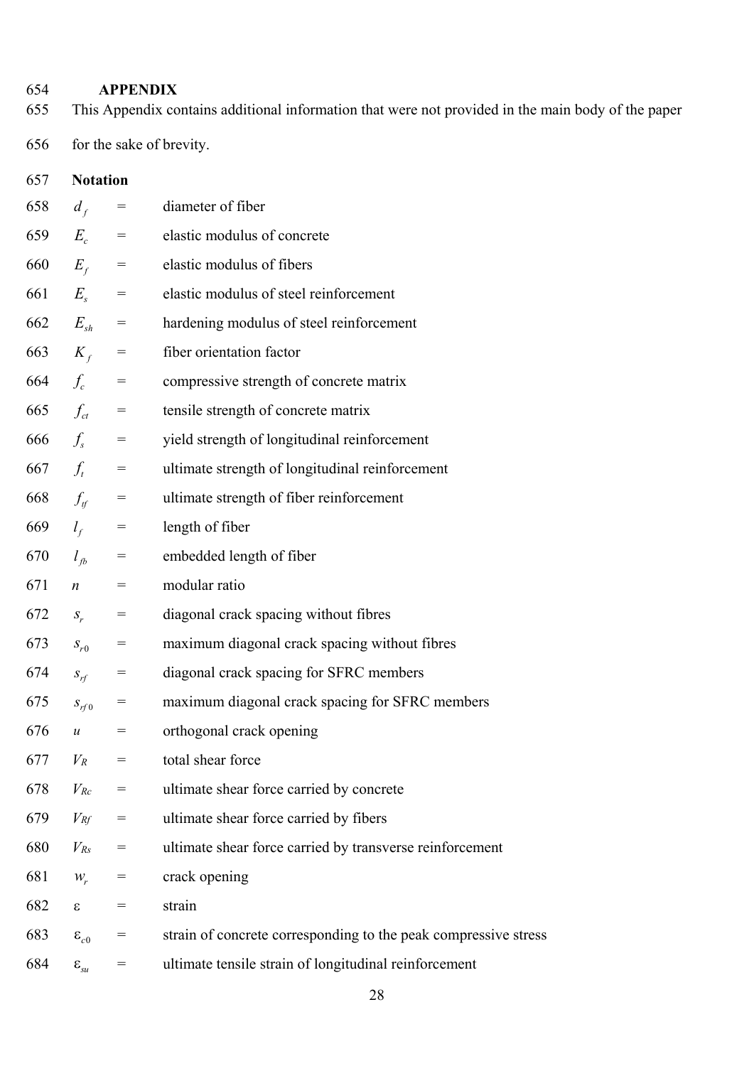## APPENDIX

This Appendix contains additional information that were not provided in the main body of the paper for the sake of brevity.

### Notation

$d_f$ = diameter of fiber

$E_c$ = elastic modulus of concrete

$E_f$ = elastic modulus of fibers

$E_s$ = elastic modulus of steel reinforcement

$E_{sh}$ = hardening modulus of steel reinforcement

$K_f$ = fiber orientation factor

$f_c$ = compressive strength of concrete matrix

$f_{ct}$ = tensile strength of concrete matrix

$f_s$ = yield strength of longitudinal reinforcement

$f_t$ = ultimate strength of longitudinal reinforcement

$f_{tf}$ = ultimate strength of fiber reinforcement

$l_f$ = length of fiber

$l_{fb}$ = embedded length of fiber

$n$ = modular ratio

$s_r$ = diagonal crack spacing without fibres

$s_{r0}$ = maximum diagonal crack spacing without fibres

$s_{rf}$ = diagonal crack spacing for SFRC members

$s_{rf0}$ = maximum diagonal crack spacing for SFRC members

$u$ = orthogonal crack opening

$V_R$ = total shear force

$V_{Rc}$ = ultimate shear force carried by concrete

$V_{Rf}$ = ultimate shear force carried by fibers

$V_{Rs}$ = ultimate shear force carried by transverse reinforcement

$w_r$ = crack opening

$\varepsilon$ = strain

$\varepsilon_{c0}$ = strain of concrete corresponding to the peak compressive stress

$\varepsilon_{su}$ = ultimate tensile strain of longitudinal reinforcement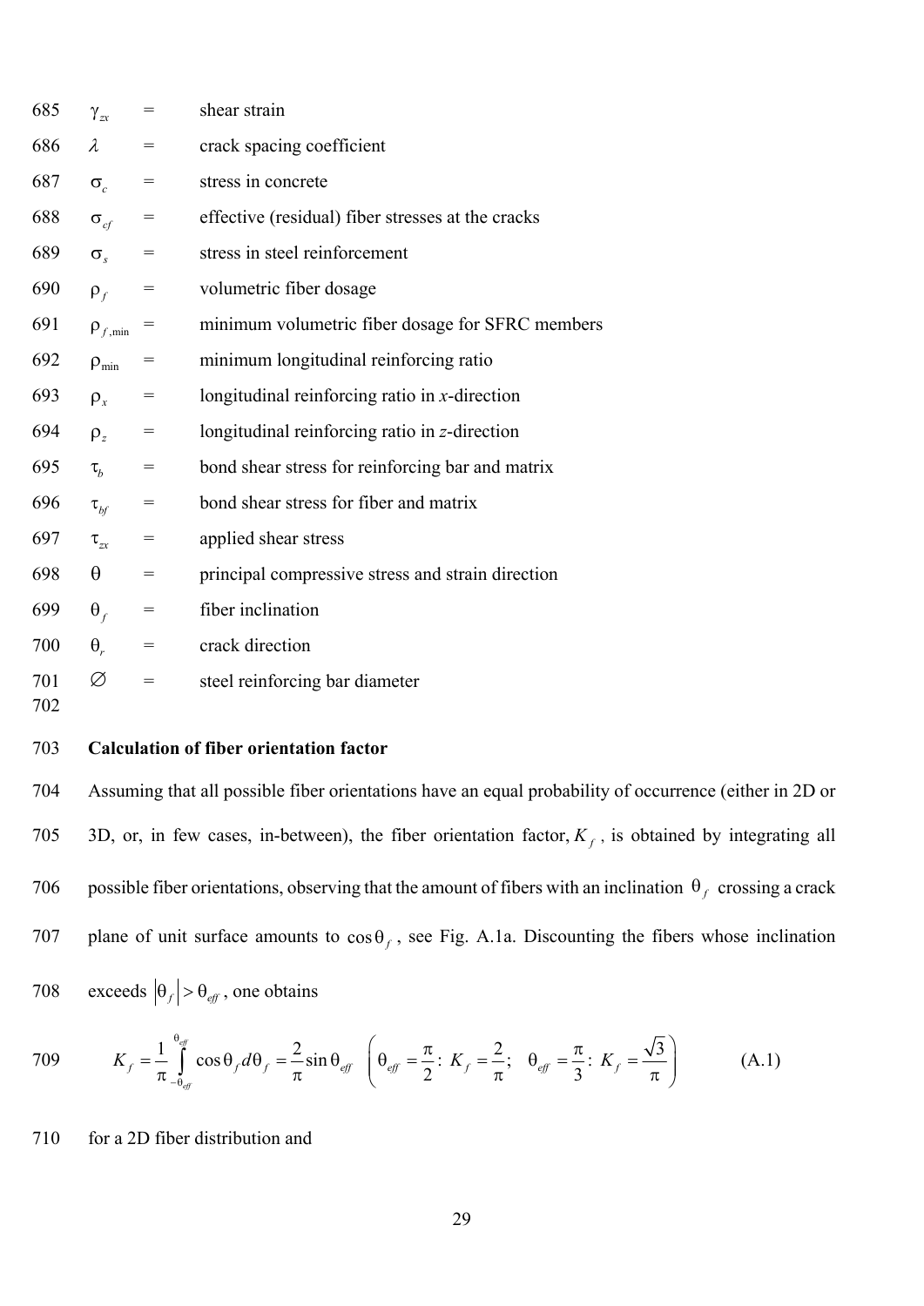$\gamma_{zx}$ = shear strain

$\lambda$ = crack spacing coefficient

$\sigma_c$ = stress in concrete

$\sigma_{cf}$ = effective (residual) fiber stresses at the cracks

$\sigma_s$ = stress in steel reinforcement

$\rho_f$ = volumetric fiber dosage

$\rho_{f,\min}$ = minimum volumetric fiber dosage for SFRC members

$\rho_{\min}$ = minimum longitudinal reinforcing ratio

$\rho_x$ = longitudinal reinforcing ratio in *x*-direction

$\rho_z$ = longitudinal reinforcing ratio in *z*-direction

$\tau_b$ = bond shear stress for reinforcing bar and matrix

$\tau_{bf}$ = bond shear stress for fiber and matrix

$\tau_{zx}$ = applied shear stress

$\theta$ = principal compressive stress and strain direction

$\theta_f$ = fiber inclination

$\theta_r$ = crack direction

$\varnothing$ = steel reinforcing bar diameter

**Calculation of fiber orientation factor**

Assuming that all possible fiber orientations have an equal probability of occurrence (either in 2D or 3D, or, in few cases, in-between), the fiber orientation factor, $K_f$, is obtained by integrating all possible fiber orientations, observing that the amount of fibers with an inclination $\theta_f$ crossing a crack plane of unit surface amounts to $\cos\theta_f$, see Fig. A.1a. Discounting the fibers whose inclination exceeds $|\theta_f| > \theta_{eff}$, one obtains

$$K_f = \frac{1}{\pi}\int_{-\theta_{eff}}^{\theta_{eff}} \cos\theta_f \, d\theta_f = \frac{2}{\pi}\sin\theta_{eff} \quad \left(\theta_{eff} = \frac{\pi}{2}:\ K_f = \frac{2}{\pi};\quad \theta_{eff} = \frac{\pi}{3}:\ K_f = \frac{\sqrt{3}}{\pi}\right) \qquad \text{(A.1)}$$

for a 2D fiber distribution and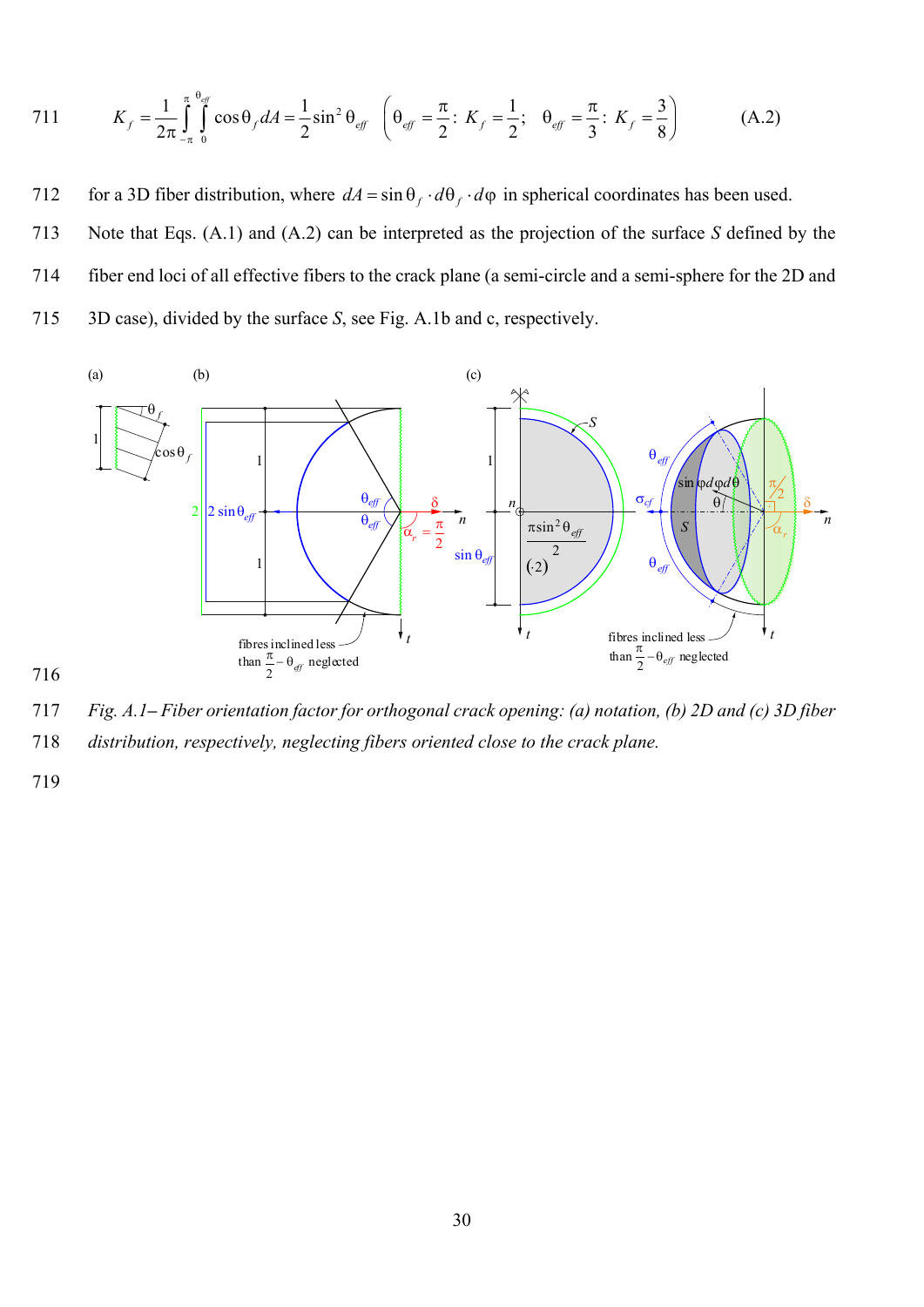$$K_f = \frac{1}{2\pi}\int_{-\pi}^{\pi}\int_{0}^{\theta_{eff}} \cos\theta_f \, dA = \frac{1}{2}\sin^2\theta_{eff} \quad \left(\theta_{eff} = \frac{\pi}{2}:\ K_f = \frac{1}{2};\quad \theta_{eff} = \frac{\pi}{3}:\ K_f = \frac{3}{8}\right) \qquad \text{(A.2)}$$

for a 3D fiber distribution, where $dA = \sin\theta_f \cdot d\theta_f \cdot d\varphi$ in spherical coordinates has been used. Note that Eqs. (A.1) and (A.2) can be interpreted as the projection of the surface $S$ defined by the fiber end loci of all effective fibers to the crack plane (a semi-circle and a semi-sphere for the 2D and 3D case), divided by the surface $S$, see Fig. A.1b and c, respectively.

*Fig. A.1– Fiber orientation factor for orthogonal crack opening: (a) notation, (b) 2D and (c) 3D fiber distribution, respectively, neglecting fibers oriented close to the crack plane.*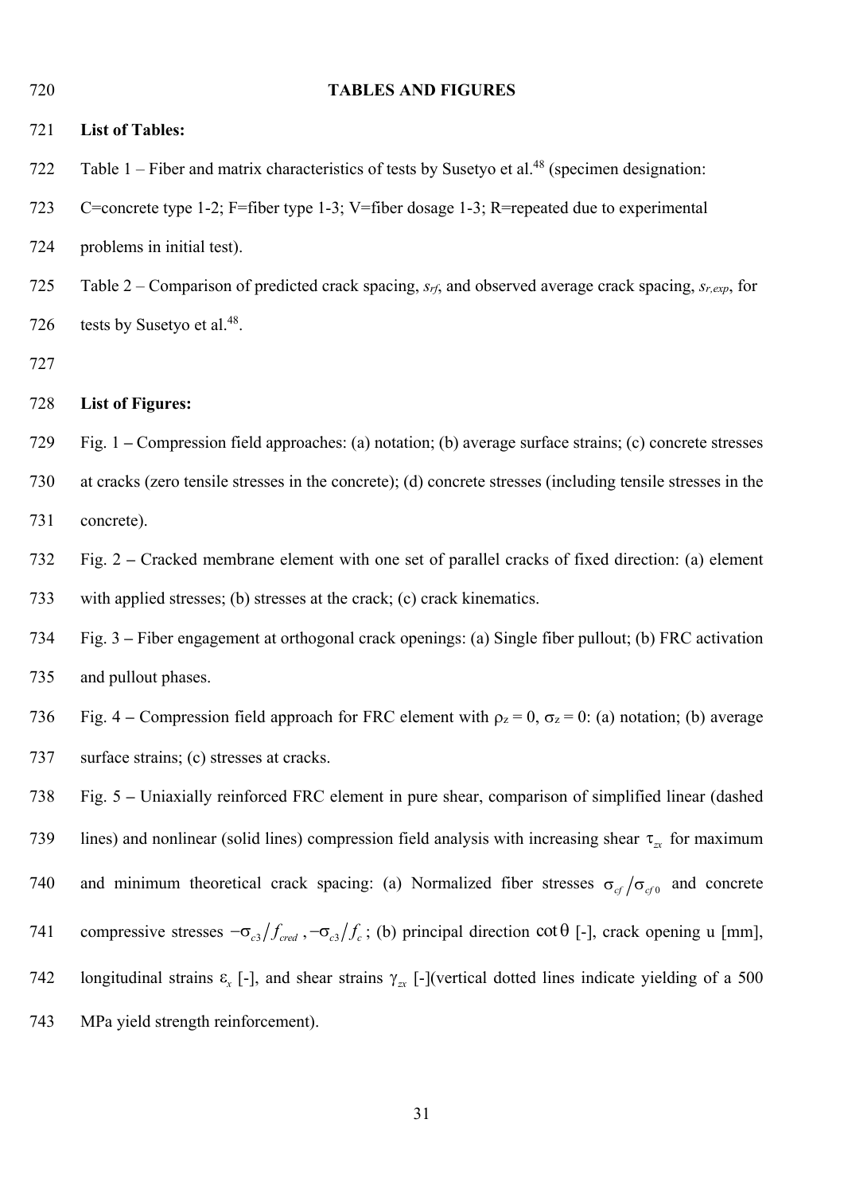# TABLES AND FIGURES

**List of Tables:**

Table 1 – Fiber and matrix characteristics of tests by Susetyo et al.[48] (specimen designation: C=concrete type 1-2; F=fiber type 1-3; V=fiber dosage 1-3; R=repeated due to experimental problems in initial test).

Table 2 – Comparison of predicted crack spacing, $s_{rf}$, and observed average crack spacing, $s_{r,exp}$, for tests by Susetyo et al.[48].

**List of Figures:**

Fig. 1 – Compression field approaches: (a) notation; (b) average surface strains; (c) concrete stresses at cracks (zero tensile stresses in the concrete); (d) concrete stresses (including tensile stresses in the concrete).

Fig. 2 – Cracked membrane element with one set of parallel cracks of fixed direction: (a) element with applied stresses; (b) stresses at the crack; (c) crack kinematics.

Fig. 3 – Fiber engagement at orthogonal crack openings: (a) Single fiber pullout; (b) FRC activation and pullout phases.

Fig. 4 – Compression field approach for FRC element with $\rho_z = 0$, $\sigma_z = 0$: (a) notation; (b) average surface strains; (c) stresses at cracks.

Fig. 5 – Uniaxially reinforced FRC element in pure shear, comparison of simplified linear (dashed lines) and nonlinear (solid lines) compression field analysis with increasing shear $\tau_{zx}$ for maximum and minimum theoretical crack spacing: (a) Normalized fiber stresses $\sigma_{cf}/\sigma_{cf0}$ and concrete compressive stresses $-\sigma_{c3}/f_{cred}$, $-\sigma_{c3}/f_c$; (b) principal direction $\cot\theta$ [-], crack opening u [mm], longitudinal strains $\varepsilon_x$ [-], and shear strains $\gamma_{zx}$ [-](vertical dotted lines indicate yielding of a 500 MPa yield strength reinforcement).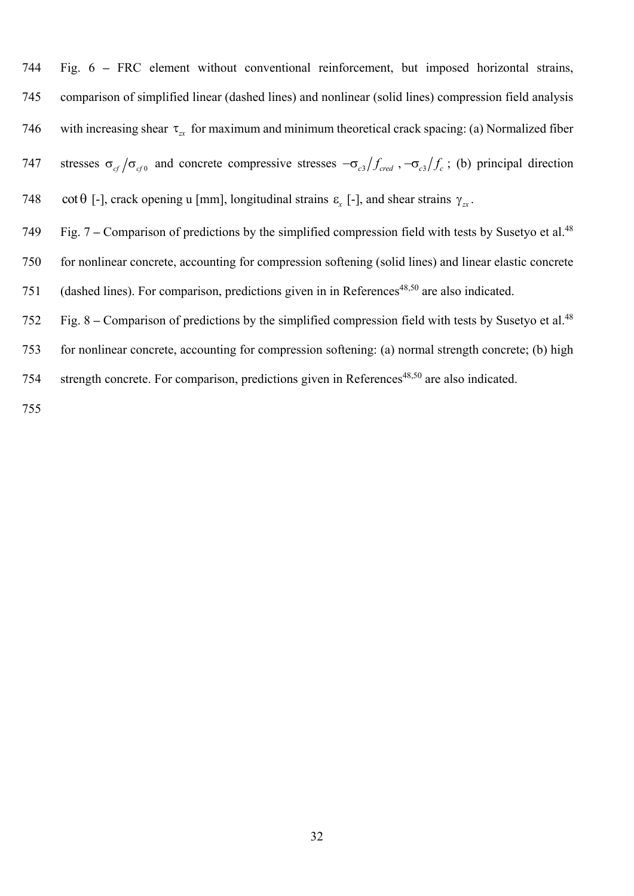Fig. 6 – FRC element without conventional reinforcement, but imposed horizontal strains, comparison of simplified linear (dashed lines) and nonlinear (solid lines) compression field analysis with increasing shear $\tau_{zx}$ for maximum and minimum theoretical crack spacing: (a) Normalized fiber stresses $\sigma_{cf}/\sigma_{cf0}$ and concrete compressive stresses $-\sigma_{c3}/f_{cred}$ , $-\sigma_{c3}/f_c$ ; (b) principal direction $\cot\theta$ [-], crack opening u [mm], longitudinal strains $\varepsilon_x$ [-], and shear strains $\gamma_{zx}$.

Fig. 7 – Comparison of predictions by the simplified compression field with tests by Susetyo et al.[48] for nonlinear concrete, accounting for compression softening (solid lines) and linear elastic concrete (dashed lines). For comparison, predictions given in in References[48,50] are also indicated.

Fig. 8 – Comparison of predictions by the simplified compression field with tests by Susetyo et al.[48] for nonlinear concrete, accounting for compression softening: (a) normal strength concrete; (b) high strength concrete. For comparison, predictions given in References[48,50] are also indicated.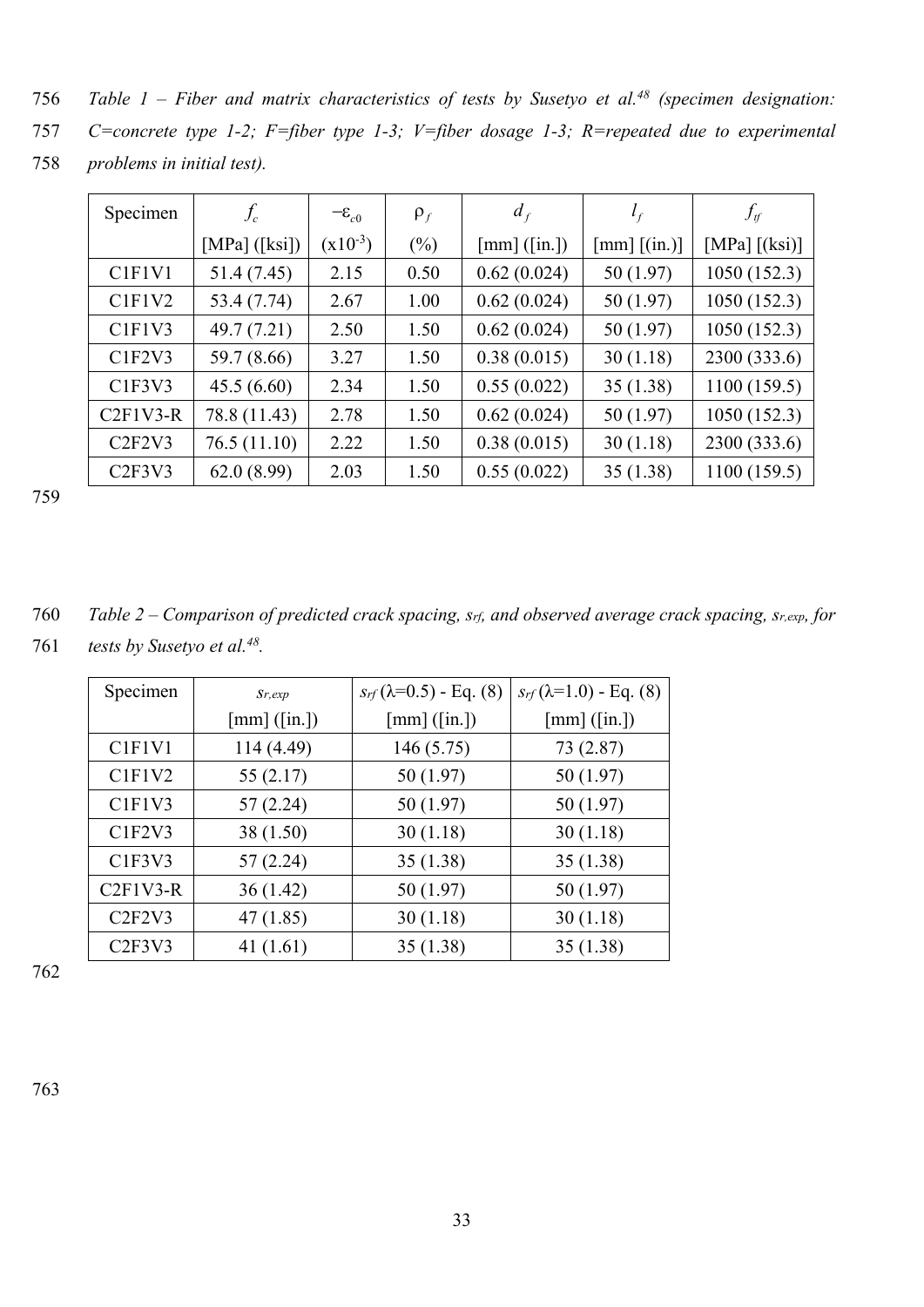*Table 1 – Fiber and matrix characteristics of tests by Susetyo et al.[48] (specimen designation: C=concrete type 1-2; F=fiber type 1-3; V=fiber dosage 1-3; R=repeated due to experimental problems in initial test).*

| Specimen | $f_c$ | $-\varepsilon_{c0}$ | $\rho_f$ | $d_f$ | $l_f$ | $f_{tf}$ |
|---|---|---|---|---|---|---|
| | [MPa] ([ksi]) | ($\times 10^{-3}$) | (%) | [mm] ([in.]) | [mm] [(in.)] | [MPa] [(ksi)] |
| C1F1V1 | 51.4 (7.45) | 2.15 | 0.50 | 0.62 (0.024) | 50 (1.97) | 1050 (152.3) |
| C1F1V2 | 53.4 (7.74) | 2.67 | 1.00 | 0.62 (0.024) | 50 (1.97) | 1050 (152.3) |
| C1F1V3 | 49.7 (7.21) | 2.50 | 1.50 | 0.62 (0.024) | 50 (1.97) | 1050 (152.3) |
| C1F2V3 | 59.7 (8.66) | 3.27 | 1.50 | 0.38 (0.015) | 30 (1.18) | 2300 (333.6) |
| C1F3V3 | 45.5 (6.60) | 2.34 | 1.50 | 0.55 (0.022) | 35 (1.38) | 1100 (159.5) |
| C2F1V3-R | 78.8 (11.43) | 2.78 | 1.50 | 0.62 (0.024) | 50 (1.97) | 1050 (152.3) |
| C2F2V3 | 76.5 (11.10) | 2.22 | 1.50 | 0.38 (0.015) | 30 (1.18) | 2300 (333.6) |
| C2F3V3 | 62.0 (8.99) | 2.03 | 1.50 | 0.55 (0.022) | 35 (1.38) | 1100 (159.5) |

*Table 2 – Comparison of predicted crack spacing, $s_{rf}$, and observed average crack spacing, $s_{r,exp}$, for tests by Susetyo et al.[48].*

| Specimen | $s_{r,exp}$ | $s_{rf}$ ($\lambda$=0.5) - Eq. (8) | $s_{rf}$ ($\lambda$=1.0) - Eq. (8) |
|---|---|---|---|
| | [mm] ([in.]) | [mm] ([in.]) | [mm] ([in.]) |
| C1F1V1 | 114 (4.49) | 146 (5.75) | 73 (2.87) |
| C1F1V2 | 55 (2.17) | 50 (1.97) | 50 (1.97) |
| C1F1V3 | 57 (2.24) | 50 (1.97) | 50 (1.97) |
| C1F2V3 | 38 (1.50) | 30 (1.18) | 30 (1.18) |
| C1F3V3 | 57 (2.24) | 35 (1.38) | 35 (1.38) |
| C2F1V3-R | 36 (1.42) | 50 (1.97) | 50 (1.97) |
| C2F2V3 | 47 (1.85) | 30 (1.18) | 30 (1.18) |
| C2F3V3 | 41 (1.61) | 35 (1.38) | 35 (1.38) |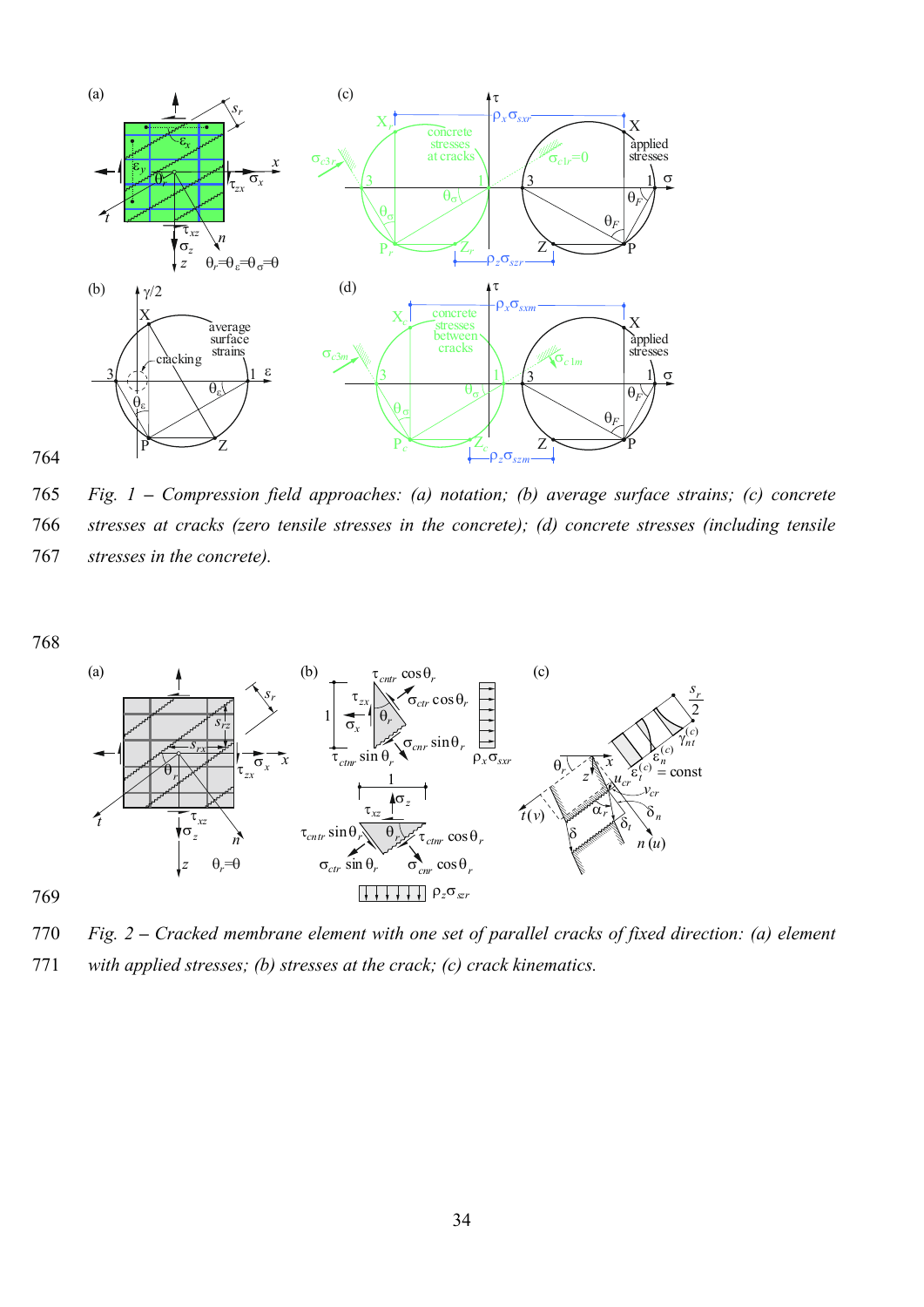Fig. 1 – Compression field approaches: (a) notation; (b) average surface strains; (c) concrete stresses at cracks (zero tensile stresses in the concrete); (d) concrete stresses (including tensile stresses in the concrete).

Fig. 2 – Cracked membrane element with one set of parallel cracks of fixed direction: (a) element with applied stresses; (b) stresses at the crack; (c) crack kinematics.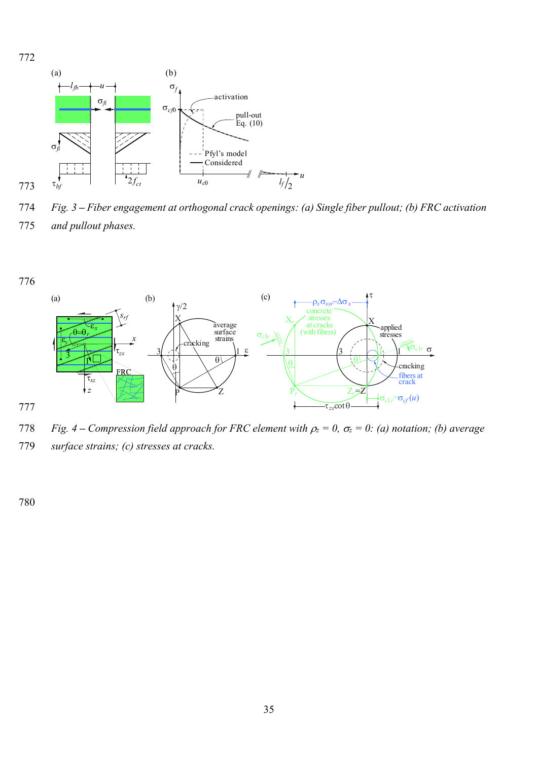*Fig. 3 – Fiber engagement at orthogonal crack openings: (a) Single fiber pullout; (b) FRC activation and pullout phases.*

*Fig. 4 – Compression field approach for FRC element with $\rho_z = 0$, $\sigma_z = 0$: (a) notation; (b) average surface strains; (c) stresses at cracks.*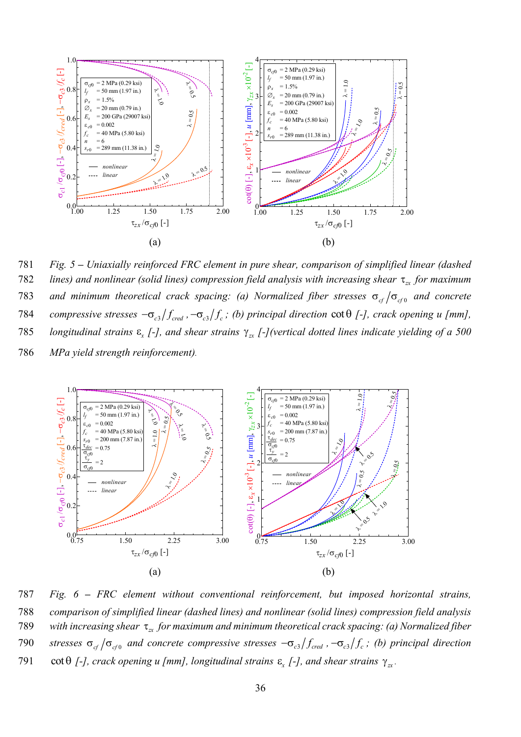Fig. 5 – Uniaxially reinforced FRC element in pure shear, comparison of simplified linear (dashed lines) and nonlinear (solid lines) compression field analysis with increasing shear $\tau_{zx}$ for maximum and minimum theoretical crack spacing: (a) Normalized fiber stresses $\sigma_{cf}/\sigma_{cf0}$ and concrete compressive stresses $-\sigma_{c3}/f_{cred}$, $-\sigma_{c3}/f_c$; (b) principal direction $\cot\theta$ [-], crack opening $u$ [mm], longitudinal strains $\varepsilon_x$ [-], and shear strains $\gamma_{zx}$ [-](vertical dotted lines indicate yielding of a 500 MPa yield strength reinforcement).

Fig. 6 – FRC element without conventional reinforcement, but imposed horizontal strains, comparison of simplified linear (dashed lines) and nonlinear (solid lines) compression field analysis with increasing shear $\tau_{zx}$ for maximum and minimum theoretical crack spacing: (a) Normalized fiber stresses $\sigma_{cf}/\sigma_{cf0}$ and concrete compressive stresses $-\sigma_{c3}/f_{cred}$, $-\sigma_{c3}/f_c$; (b) principal direction $\cot\theta$ [-], crack opening $u$ [mm], longitudinal strains $\varepsilon_x$ [-], and shear strains $\gamma_{zx}$.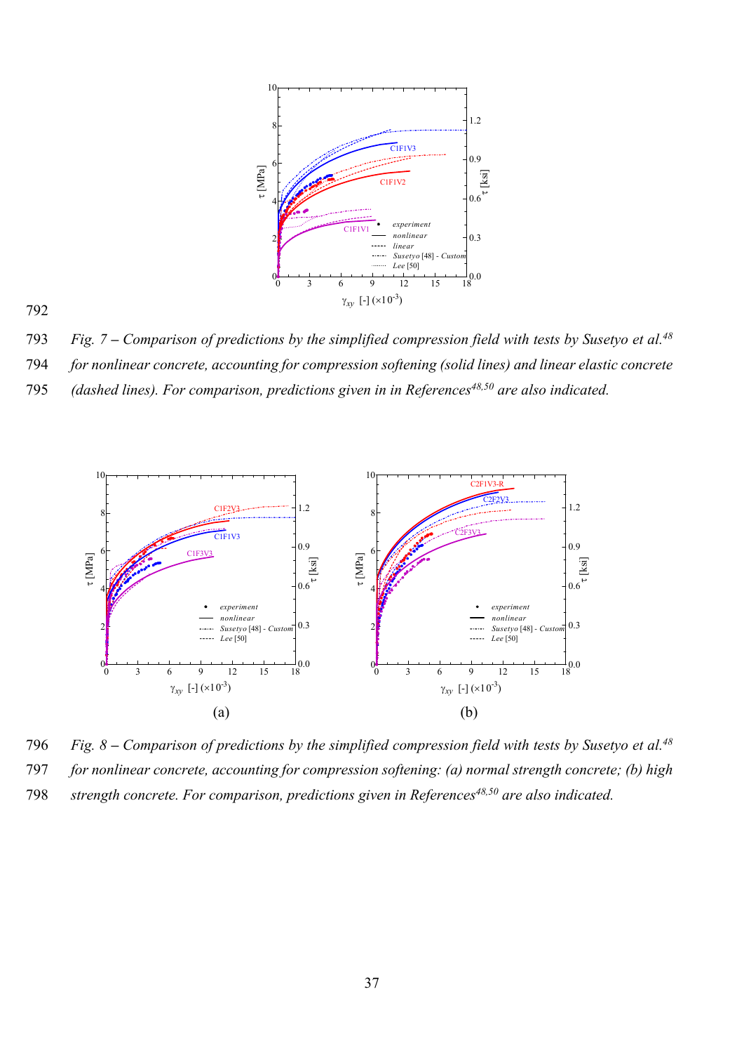10
8
6
4
2
0
τ [MPa]
0 3 6 9 12 15 18
$\gamma_{xy}$ [-] (×10[-3])
1.2
0.9
0.6
0.3
0.0
τ [ksi]
C1F1V3
C1F1V2
C1F1V1
experiment
nonlinear
linear
Susetyo [48] - Custom
Lee [50]

*Fig. 7 – Comparison of predictions by the simplified compression field with tests by Susetyo et al.[48] for nonlinear concrete, accounting for compression softening (solid lines) and linear elastic concrete (dashed lines). For comparison, predictions given in in References[48,50] are also indicated.*

10
8
6
4
2
0
τ [MPa]
0 3 6 9 12 15 18
$\gamma_{xy}$ [-] (×10[-3])
1.2
0.9
0.6
0.3
0.0
τ [ksi]
C1F2V3
C1F1V3
C1F3V3
experiment
nonlinear
Susetyo [48] - Custom
Lee [50]
(a)

10
8
6
4
2
0
τ [MPa]
0 3 6 9 12 15 18
$\gamma_{xy}$ [-] (×10[-3])
1.2
0.9
0.6
0.3
0.0
τ [ksi]
C2F1V3-R
C2F2V3
C2F3V3
experiment
nonlinear
Susetyo [48] - Custom
Lee [50]
(b)

*Fig. 8 – Comparison of predictions by the simplified compression field with tests by Susetyo et al.[48] for nonlinear concrete, accounting for compression softening: (a) normal strength concrete; (b) high strength concrete. For comparison, predictions given in References[48,50] are also indicated.*